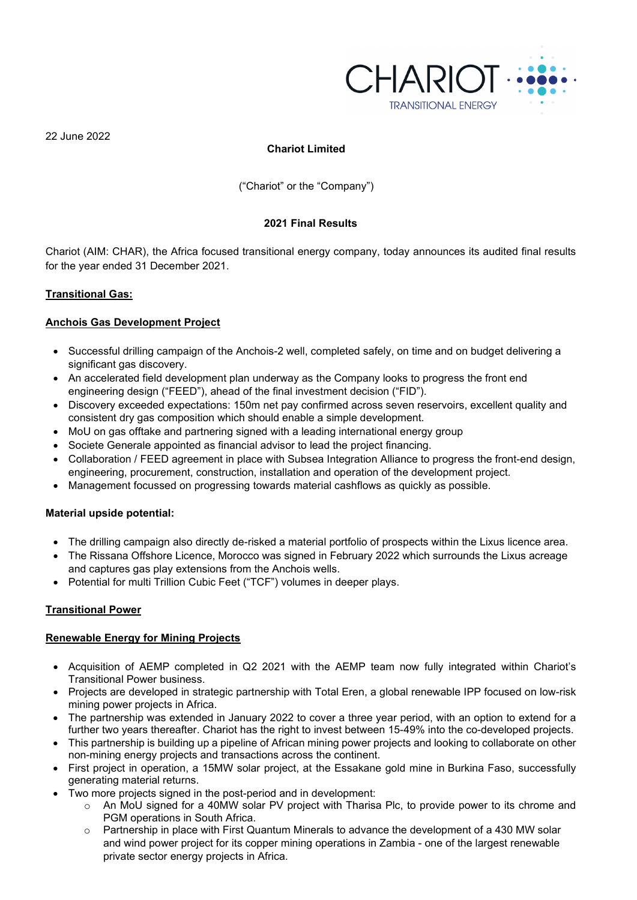22 June 2022

**Chariot Limited**

("Chariot" or the "Company")

**2021 Final Results**

Chariot (AIM: CHAR), the Africa focused transitional energy company, today announces its audited final results for the year ended 31 December 2021.

**Transitional Gas:**

**Anchois Gas Development Project**

- Successful drilling campaign of the Anchois-2 well, completed safely, on time and on budget delivering a significant gas discovery.
- An accelerated field development plan underway as the Company looks to progress the front end engineering design ("FEED"), ahead of the final investment decision ("FID").
- Discovery exceeded expectations: 150m net pay confirmed across seven reservoirs, excellent quality and consistent dry gas composition which should enable a simple development.
- MoU on gas offtake and partnering signed with a leading international energy group
- Societe Generale appointed as financial advisor to lead the project financing.
- Collaboration / FEED agreement in place with Subsea Integration Alliance to progress the front-end design, engineering, procurement, construction, installation and operation of the development project.
- Management focussed on progressing towards material cashflows as quickly as possible.

**Material upside potential:**

- The drilling campaign also directly de-risked a material portfolio of prospects within the Lixus licence area.
- The Rissana Offshore Licence, Morocco was signed in February 2022 which surrounds the Lixus acreage and captures gas play extensions from the Anchois wells.
- Potential for multi Trillion Cubic Feet ("TCF") volumes in deeper plays.

**Transitional Power**

**Renewable Energy for Mining Projects**

- Acquisition of AEMP completed in Q2 2021 with the AEMP team now fully integrated within Chariot's Transitional Power business.
- Projects are developed in strategic partnership with Total Eren, a global renewable IPP focused on low-risk mining power projects in Africa.
- The partnership was extended in January 2022 to cover a three year period, with an option to extend for a further two years thereafter. Chariot has the right to invest between 15-49% into the co-developed projects.
- This partnership is building up a pipeline of African mining power projects and looking to collaborate on other non-mining energy projects and transactions across the continent.
- First project in operation, a 15MW solar project, at the Essakane gold mine in Burkina Faso, successfully generating material returns.
- Two more projects signed in the post-period and in development:
  - An MoU signed for a 40MW solar PV project with Tharisa Plc, to provide power to its chrome and PGM operations in South Africa.
  - Partnership in place with First Quantum Minerals to advance the development of a 430 MW solar and wind power project for its copper mining operations in Zambia - one of the largest renewable private sector energy projects in Africa.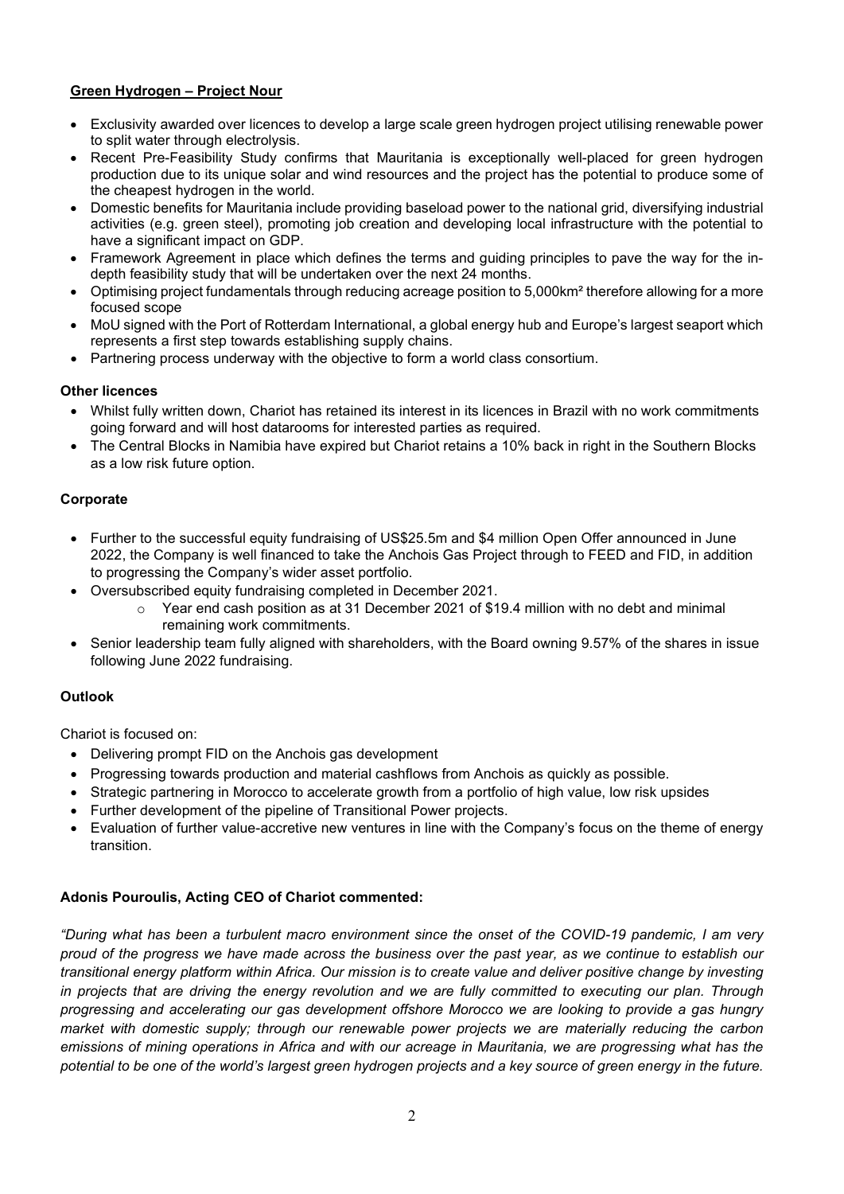**Green Hydrogen – Project Nour**

- Exclusivity awarded over licences to develop a large scale green hydrogen project utilising renewable power to split water through electrolysis.
- Recent Pre-Feasibility Study confirms that Mauritania is exceptionally well-placed for green hydrogen production due to its unique solar and wind resources and the project has the potential to produce some of the cheapest hydrogen in the world.
- Domestic benefits for Mauritania include providing baseload power to the national grid, diversifying industrial activities (e.g. green steel), promoting job creation and developing local infrastructure with the potential to have a significant impact on GDP.
- Framework Agreement in place which defines the terms and guiding principles to pave the way for the in-depth feasibility study that will be undertaken over the next 24 months.
- Optimising project fundamentals through reducing acreage position to 5,000km² therefore allowing for a more focused scope
- MoU signed with the Port of Rotterdam International, a global energy hub and Europe's largest seaport which represents a first step towards establishing supply chains.
- Partnering process underway with the objective to form a world class consortium.

**Other licences**

- Whilst fully written down, Chariot has retained its interest in its licences in Brazil with no work commitments going forward and will host datarooms for interested parties as required.
- The Central Blocks in Namibia have expired but Chariot retains a 10% back in right in the Southern Blocks as a low risk future option.

**Corporate**

- Further to the successful equity fundraising of US$25.5m and $4 million Open Offer announced in June 2022, the Company is well financed to take the Anchois Gas Project through to FEED and FID, in addition to progressing the Company's wider asset portfolio.
- Oversubscribed equity fundraising completed in December 2021.
  - Year end cash position as at 31 December 2021 of $19.4 million with no debt and minimal remaining work commitments.
- Senior leadership team fully aligned with shareholders, with the Board owning 9.57% of the shares in issue following June 2022 fundraising.

**Outlook**

Chariot is focused on:

- Delivering prompt FID on the Anchois gas development
- Progressing towards production and material cashflows from Anchois as quickly as possible.
- Strategic partnering in Morocco to accelerate growth from a portfolio of high value, low risk upsides
- Further development of the pipeline of Transitional Power projects.
- Evaluation of further value-accretive new ventures in line with the Company's focus on the theme of energy transition.

**Adonis Pouroulis, Acting CEO of Chariot commented:**

*"During what has been a turbulent macro environment since the onset of the COVID-19 pandemic, I am very proud of the progress we have made across the business over the past year, as we continue to establish our transitional energy platform within Africa. Our mission is to create value and deliver positive change by investing in projects that are driving the energy revolution and we are fully committed to executing our plan. Through progressing and accelerating our gas development offshore Morocco we are looking to provide a gas hungry market with domestic supply; through our renewable power projects we are materially reducing the carbon emissions of mining operations in Africa and with our acreage in Mauritania, we are progressing what has the potential to be one of the world's largest green hydrogen projects and a key source of green energy in the future.*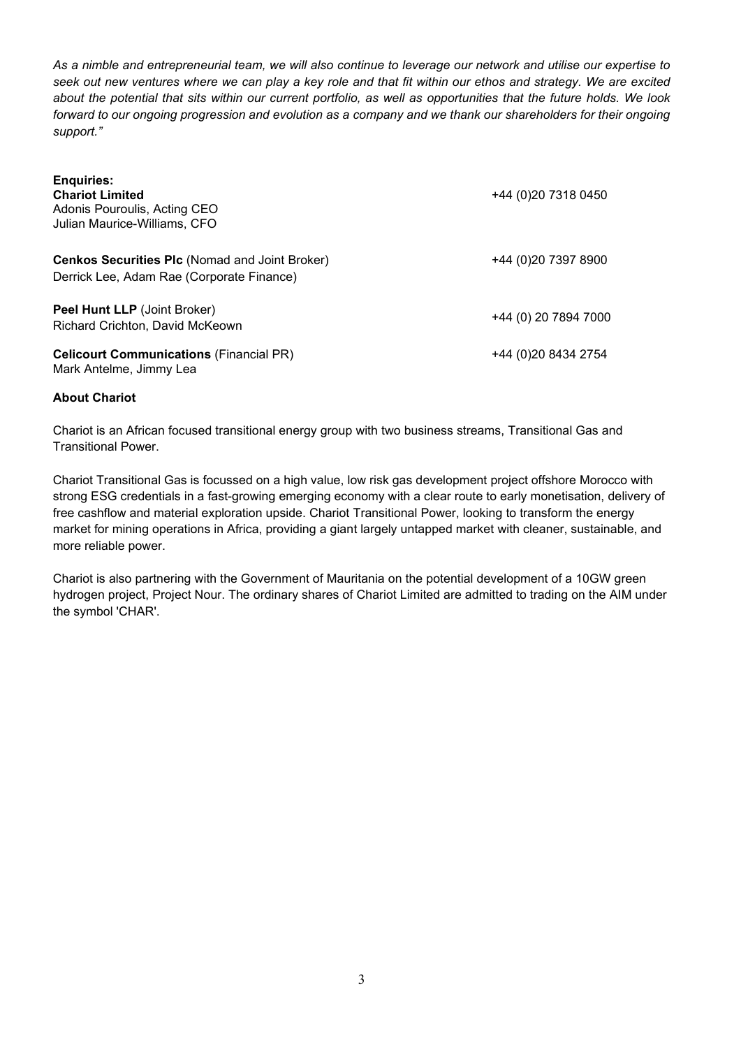*As a nimble and entrepreneurial team, we will also continue to leverage our network and utilise our expertise to seek out new ventures where we can play a key role and that fit within our ethos and strategy. We are excited about the potential that sits within our current portfolio, as well as opportunities that the future holds. We look forward to our ongoing progression and evolution as a company and we thank our shareholders for their ongoing support."*

**Enquiries:**

| | |
|---|---|
| **Chariot Limited**<br>Adonis Pouroulis, Acting CEO<br>Julian Maurice-Williams, CFO | +44 (0)20 7318 0450 |
| **Cenkos Securities Plc** (Nomad and Joint Broker)<br>Derrick Lee, Adam Rae (Corporate Finance) | +44 (0)20 7397 8900 |
| **Peel Hunt LLP** (Joint Broker)<br>Richard Crichton, David McKeown | +44 (0) 20 7894 7000 |
| **Celicourt Communications** (Financial PR)<br>Mark Antelme, Jimmy Lea | +44 (0)20 8434 2754 |

**About Chariot**

Chariot is an African focused transitional energy group with two business streams, Transitional Gas and Transitional Power.

Chariot Transitional Gas is focussed on a high value, low risk gas development project offshore Morocco with strong ESG credentials in a fast-growing emerging economy with a clear route to early monetisation, delivery of free cashflow and material exploration upside. Chariot Transitional Power, looking to transform the energy market for mining operations in Africa, providing a giant largely untapped market with cleaner, sustainable, and more reliable power.

Chariot is also partnering with the Government of Mauritania on the potential development of a 10GW green hydrogen project, Project Nour. The ordinary shares of Chariot Limited are admitted to trading on the AIM under the symbol 'CHAR'.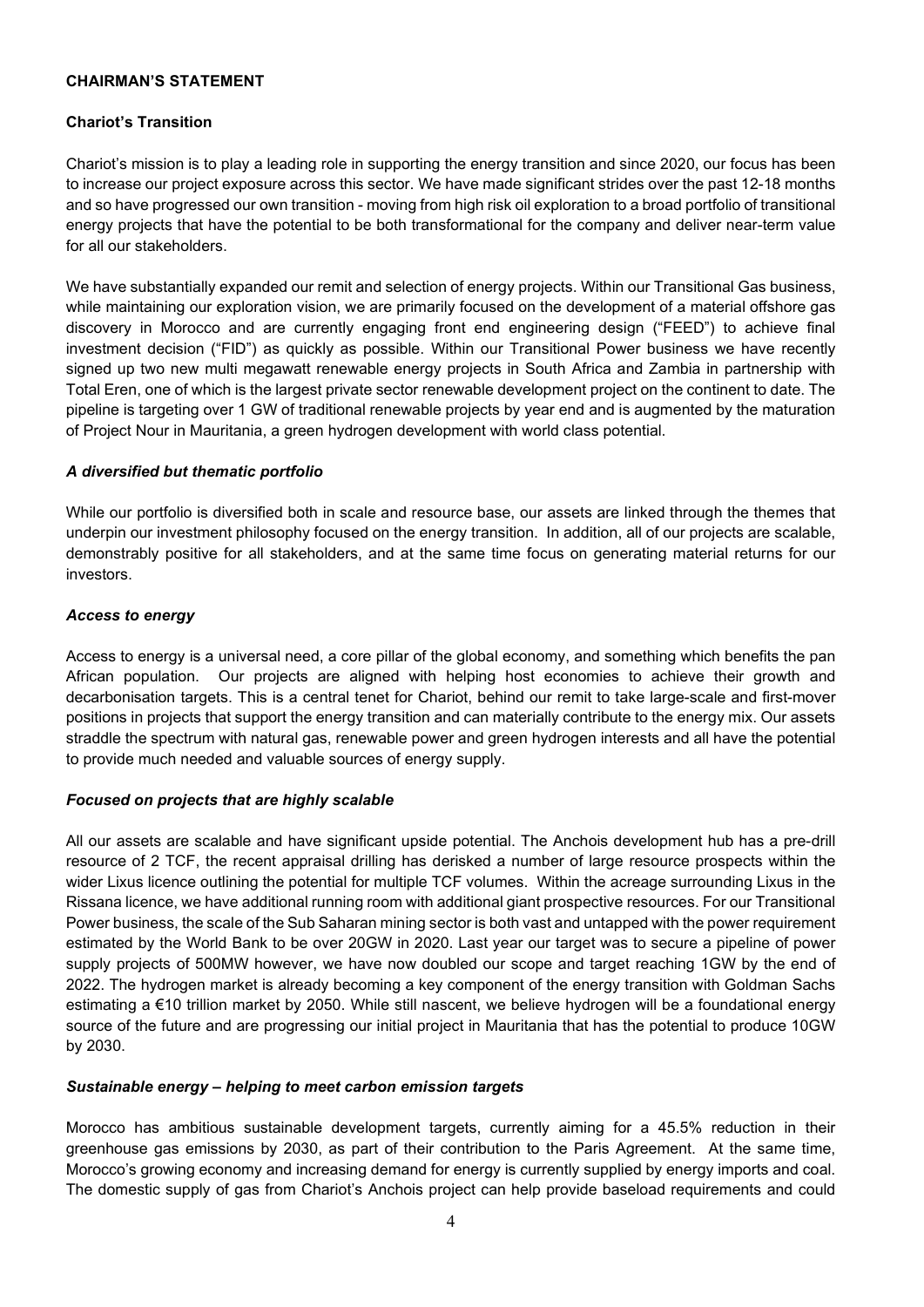## CHAIRMAN'S STATEMENT

### Chariot's Transition

Chariot's mission is to play a leading role in supporting the energy transition and since 2020, our focus has been to increase our project exposure across this sector. We have made significant strides over the past 12-18 months and so have progressed our own transition - moving from high risk oil exploration to a broad portfolio of transitional energy projects that have the potential to be both transformational for the company and deliver near-term value for all our stakeholders.

We have substantially expanded our remit and selection of energy projects. Within our Transitional Gas business, while maintaining our exploration vision, we are primarily focused on the development of a material offshore gas discovery in Morocco and are currently engaging front end engineering design ("FEED") to achieve final investment decision ("FID") as quickly as possible. Within our Transitional Power business we have recently signed up two new multi megawatt renewable energy projects in South Africa and Zambia in partnership with Total Eren, one of which is the largest private sector renewable development project on the continent to date. The pipeline is targeting over 1 GW of traditional renewable projects by year end and is augmented by the maturation of Project Nour in Mauritania, a green hydrogen development with world class potential.

#### *A diversified but thematic portfolio*

While our portfolio is diversified both in scale and resource base, our assets are linked through the themes that underpin our investment philosophy focused on the energy transition. In addition, all of our projects are scalable, demonstrably positive for all stakeholders, and at the same time focus on generating material returns for our investors.

#### *Access to energy*

Access to energy is a universal need, a core pillar of the global economy, and something which benefits the pan African population. Our projects are aligned with helping host economies to achieve their growth and decarbonisation targets. This is a central tenet for Chariot, behind our remit to take large-scale and first-mover positions in projects that support the energy transition and can materially contribute to the energy mix. Our assets straddle the spectrum with natural gas, renewable power and green hydrogen interests and all have the potential to provide much needed and valuable sources of energy supply.

#### *Focused on projects that are highly scalable*

All our assets are scalable and have significant upside potential. The Anchois development hub has a pre-drill resource of 2 TCF, the recent appraisal drilling has derisked a number of large resource prospects within the wider Lixus licence outlining the potential for multiple TCF volumes. Within the acreage surrounding Lixus in the Rissana licence, we have additional running room with additional giant prospective resources. For our Transitional Power business, the scale of the Sub Saharan mining sector is both vast and untapped with the power requirement estimated by the World Bank to be over 20GW in 2020. Last year our target was to secure a pipeline of power supply projects of 500MW however, we have now doubled our scope and target reaching 1GW by the end of 2022. The hydrogen market is already becoming a key component of the energy transition with Goldman Sachs estimating a €10 trillion market by 2050. While still nascent, we believe hydrogen will be a foundational energy source of the future and are progressing our initial project in Mauritania that has the potential to produce 10GW by 2030.

#### *Sustainable energy – helping to meet carbon emission targets*

Morocco has ambitious sustainable development targets, currently aiming for a 45.5% reduction in their greenhouse gas emissions by 2030, as part of their contribution to the Paris Agreement. At the same time, Morocco's growing economy and increasing demand for energy is currently supplied by energy imports and coal. The domestic supply of gas from Chariot's Anchois project can help provide baseload requirements and could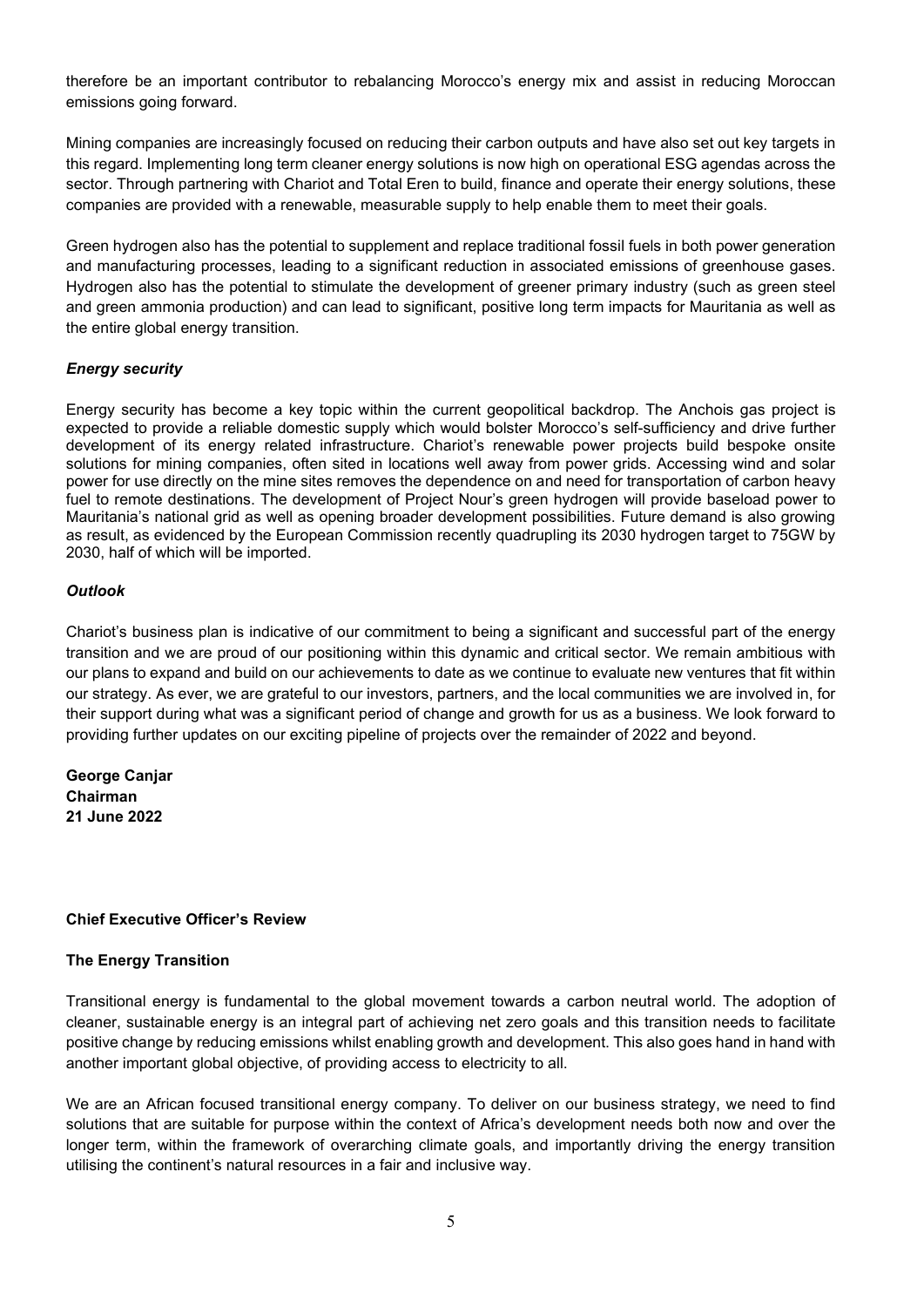therefore be an important contributor to rebalancing Morocco's energy mix and assist in reducing Moroccan emissions going forward.

Mining companies are increasingly focused on reducing their carbon outputs and have also set out key targets in this regard. Implementing long term cleaner energy solutions is now high on operational ESG agendas across the sector. Through partnering with Chariot and Total Eren to build, finance and operate their energy solutions, these companies are provided with a renewable, measurable supply to help enable them to meet their goals.

Green hydrogen also has the potential to supplement and replace traditional fossil fuels in both power generation and manufacturing processes, leading to a significant reduction in associated emissions of greenhouse gases. Hydrogen also has the potential to stimulate the development of greener primary industry (such as green steel and green ammonia production) and can lead to significant, positive long term impacts for Mauritania as well as the entire global energy transition.

***Energy security***

Energy security has become a key topic within the current geopolitical backdrop. The Anchois gas project is expected to provide a reliable domestic supply which would bolster Morocco's self-sufficiency and drive further development of its energy related infrastructure. Chariot's renewable power projects build bespoke onsite solutions for mining companies, often sited in locations well away from power grids. Accessing wind and solar power for use directly on the mine sites removes the dependence on and need for transportation of carbon heavy fuel to remote destinations. The development of Project Nour's green hydrogen will provide baseload power to Mauritania's national grid as well as opening broader development possibilities. Future demand is also growing as result, as evidenced by the European Commission recently quadrupling its 2030 hydrogen target to 75GW by 2030, half of which will be imported.

***Outlook***

Chariot's business plan is indicative of our commitment to being a significant and successful part of the energy transition and we are proud of our positioning within this dynamic and critical sector. We remain ambitious with our plans to expand and build on our achievements to date as we continue to evaluate new ventures that fit within our strategy. As ever, we are grateful to our investors, partners, and the local communities we are involved in, for their support during what was a significant period of change and growth for us as a business. We look forward to providing further updates on our exciting pipeline of projects over the remainder of 2022 and beyond.

**George Canjar**
**Chairman**
**21 June 2022**

## Chief Executive Officer's Review

### The Energy Transition

Transitional energy is fundamental to the global movement towards a carbon neutral world. The adoption of cleaner, sustainable energy is an integral part of achieving net zero goals and this transition needs to facilitate positive change by reducing emissions whilst enabling growth and development. This also goes hand in hand with another important global objective, of providing access to electricity to all.

We are an African focused transitional energy company. To deliver on our business strategy, we need to find solutions that are suitable for purpose within the context of Africa's development needs both now and over the longer term, within the framework of overarching climate goals, and importantly driving the energy transition utilising the continent's natural resources in a fair and inclusive way.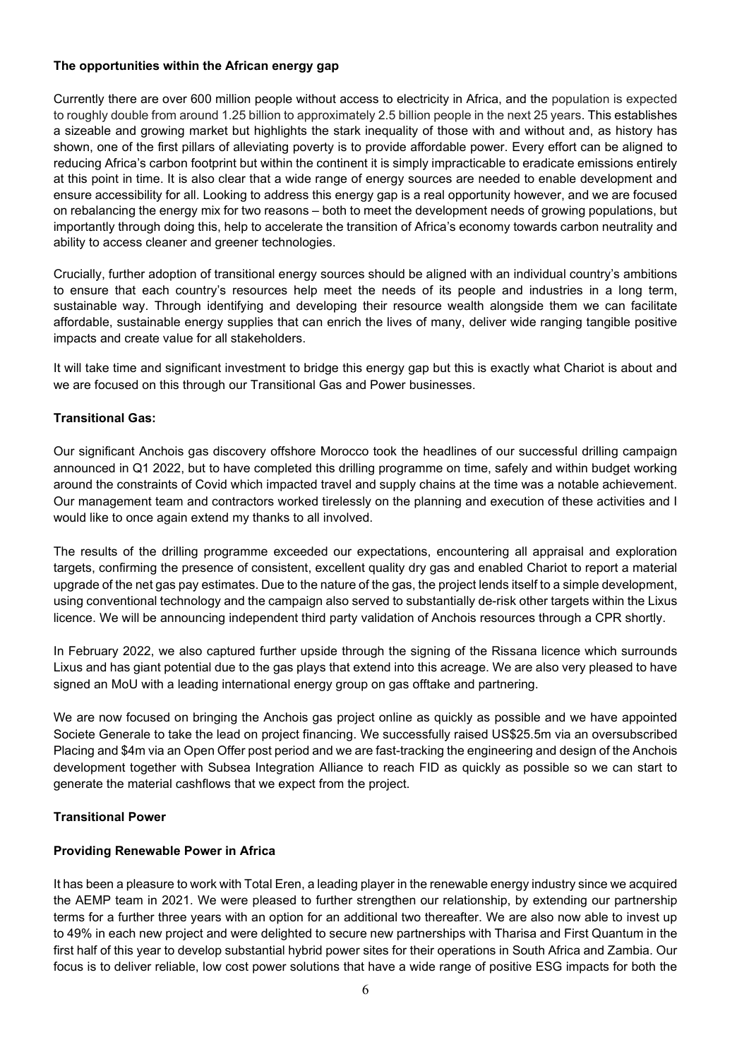**The opportunities within the African energy gap**

Currently there are over 600 million people without access to electricity in Africa, and the population is expected to roughly double from around 1.25 billion to approximately 2.5 billion people in the next 25 years. This establishes a sizeable and growing market but highlights the stark inequality of those with and without and, as history has shown, one of the first pillars of alleviating poverty is to provide affordable power. Every effort can be aligned to reducing Africa's carbon footprint but within the continent it is simply impracticable to eradicate emissions entirely at this point in time. It is also clear that a wide range of energy sources are needed to enable development and ensure accessibility for all. Looking to address this energy gap is a real opportunity however, and we are focused on rebalancing the energy mix for two reasons – both to meet the development needs of growing populations, but importantly through doing this, help to accelerate the transition of Africa's economy towards carbon neutrality and ability to access cleaner and greener technologies.

Crucially, further adoption of transitional energy sources should be aligned with an individual country's ambitions to ensure that each country's resources help meet the needs of its people and industries in a long term, sustainable way. Through identifying and developing their resource wealth alongside them we can facilitate affordable, sustainable energy supplies that can enrich the lives of many, deliver wide ranging tangible positive impacts and create value for all stakeholders.

It will take time and significant investment to bridge this energy gap but this is exactly what Chariot is about and we are focused on this through our Transitional Gas and Power businesses.

**Transitional Gas:**

Our significant Anchois gas discovery offshore Morocco took the headlines of our successful drilling campaign announced in Q1 2022, but to have completed this drilling programme on time, safely and within budget working around the constraints of Covid which impacted travel and supply chains at the time was a notable achievement. Our management team and contractors worked tirelessly on the planning and execution of these activities and I would like to once again extend my thanks to all involved.

The results of the drilling programme exceeded our expectations, encountering all appraisal and exploration targets, confirming the presence of consistent, excellent quality dry gas and enabled Chariot to report a material upgrade of the net gas pay estimates. Due to the nature of the gas, the project lends itself to a simple development, using conventional technology and the campaign also served to substantially de-risk other targets within the Lixus licence. We will be announcing independent third party validation of Anchois resources through a CPR shortly.

In February 2022, we also captured further upside through the signing of the Rissana licence which surrounds Lixus and has giant potential due to the gas plays that extend into this acreage. We are also very pleased to have signed an MoU with a leading international energy group on gas offtake and partnering.

We are now focused on bringing the Anchois gas project online as quickly as possible and we have appointed Societe Generale to take the lead on project financing. We successfully raised US$25.5m via an oversubscribed Placing and $4m via an Open Offer post period and we are fast-tracking the engineering and design of the Anchois development together with Subsea Integration Alliance to reach FID as quickly as possible so we can start to generate the material cashflows that we expect from the project.

**Transitional Power**

**Providing Renewable Power in Africa**

It has been a pleasure to work with Total Eren, a leading player in the renewable energy industry since we acquired the AEMP team in 2021. We were pleased to further strengthen our relationship, by extending our partnership terms for a further three years with an option for an additional two thereafter. We are also now able to invest up to 49% in each new project and were delighted to secure new partnerships with Tharisa and First Quantum in the first half of this year to develop substantial hybrid power sites for their operations in South Africa and Zambia. Our focus is to deliver reliable, low cost power solutions that have a wide range of positive ESG impacts for both the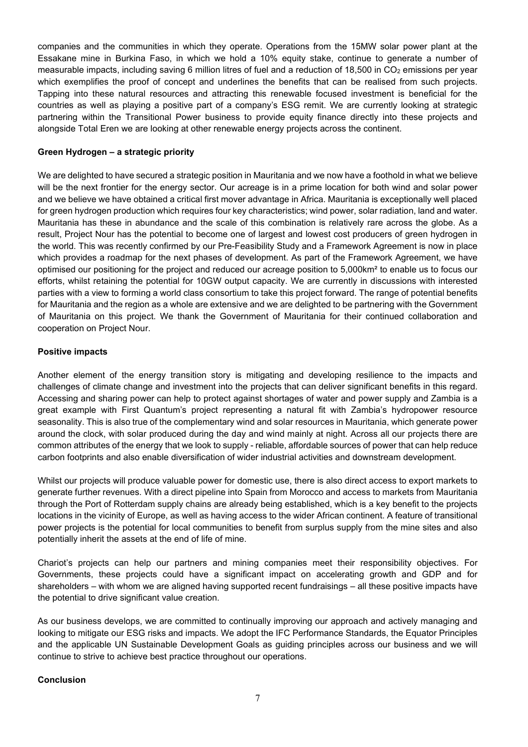companies and the communities in which they operate. Operations from the 15MW solar power plant at the Essakane mine in Burkina Faso, in which we hold a 10% equity stake, continue to generate a number of measurable impacts, including saving 6 million litres of fuel and a reduction of 18,500 in $CO_2$ emissions per year which exemplifies the proof of concept and underlines the benefits that can be realised from such projects. Tapping into these natural resources and attracting this renewable focused investment is beneficial for the countries as well as playing a positive part of a company's ESG remit. We are currently looking at strategic partnering within the Transitional Power business to provide equity finance directly into these projects and alongside Total Eren we are looking at other renewable energy projects across the continent.

**Green Hydrogen – a strategic priority**

We are delighted to have secured a strategic position in Mauritania and we now have a foothold in what we believe will be the next frontier for the energy sector. Our acreage is in a prime location for both wind and solar power and we believe we have obtained a critical first mover advantage in Africa. Mauritania is exceptionally well placed for green hydrogen production which requires four key characteristics; wind power, solar radiation, land and water. Mauritania has these in abundance and the scale of this combination is relatively rare across the globe. As a result, Project Nour has the potential to become one of largest and lowest cost producers of green hydrogen in the world. This was recently confirmed by our Pre-Feasibility Study and a Framework Agreement is now in place which provides a roadmap for the next phases of development. As part of the Framework Agreement, we have optimised our positioning for the project and reduced our acreage position to 5,000km² to enable us to focus our efforts, whilst retaining the potential for 10GW output capacity. We are currently in discussions with interested parties with a view to forming a world class consortium to take this project forward. The range of potential benefits for Mauritania and the region as a whole are extensive and we are delighted to be partnering with the Government of Mauritania on this project. We thank the Government of Mauritania for their continued collaboration and cooperation on Project Nour.

**Positive impacts**

Another element of the energy transition story is mitigating and developing resilience to the impacts and challenges of climate change and investment into the projects that can deliver significant benefits in this regard. Accessing and sharing power can help to protect against shortages of water and power supply and Zambia is a great example with First Quantum's project representing a natural fit with Zambia's hydropower resource seasonality. This is also true of the complementary wind and solar resources in Mauritania, which generate power around the clock, with solar produced during the day and wind mainly at night. Across all our projects there are common attributes of the energy that we look to supply - reliable, affordable sources of power that can help reduce carbon footprints and also enable diversification of wider industrial activities and downstream development.

Whilst our projects will produce valuable power for domestic use, there is also direct access to export markets to generate further revenues. With a direct pipeline into Spain from Morocco and access to markets from Mauritania through the Port of Rotterdam supply chains are already being established, which is a key benefit to the projects locations in the vicinity of Europe, as well as having access to the wider African continent. A feature of transitional power projects is the potential for local communities to benefit from surplus supply from the mine sites and also potentially inherit the assets at the end of life of mine.

Chariot's projects can help our partners and mining companies meet their responsibility objectives. For Governments, these projects could have a significant impact on accelerating growth and GDP and for shareholders – with whom we are aligned having supported recent fundraisings – all these positive impacts have the potential to drive significant value creation.

As our business develops, we are committed to continually improving our approach and actively managing and looking to mitigate our ESG risks and impacts. We adopt the IFC Performance Standards, the Equator Principles and the applicable UN Sustainable Development Goals as guiding principles across our business and we will continue to strive to achieve best practice throughout our operations.

**Conclusion**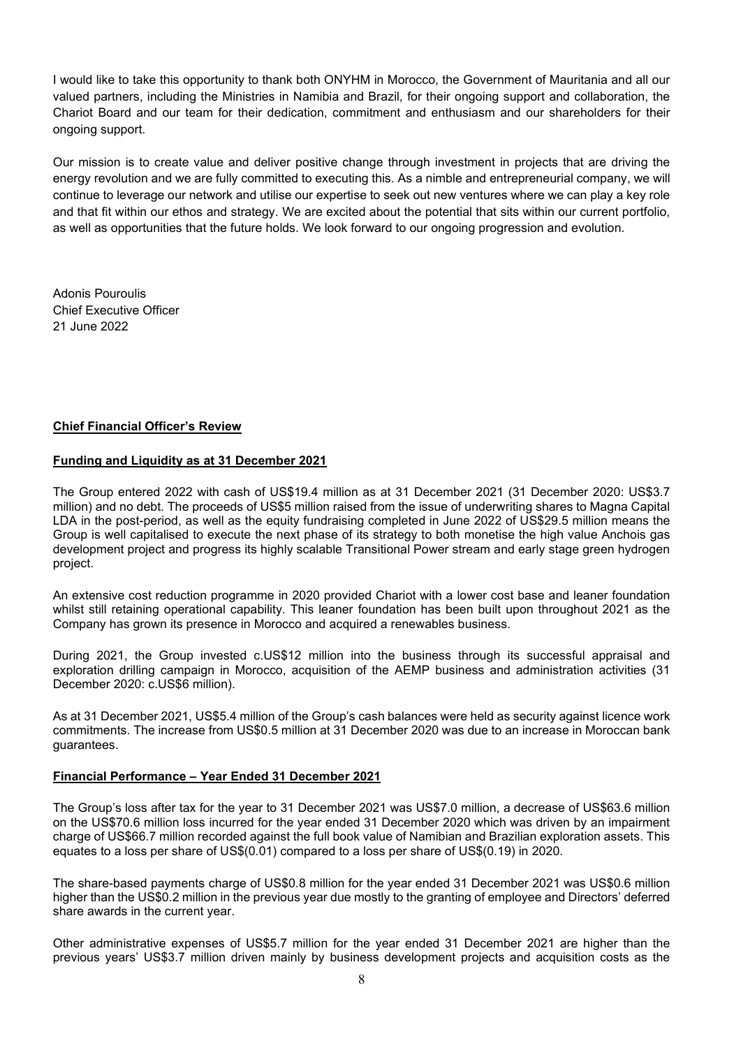I would like to take this opportunity to thank both ONYHM in Morocco, the Government of Mauritania and all our valued partners, including the Ministries in Namibia and Brazil, for their ongoing support and collaboration, the Chariot Board and our team for their dedication, commitment and enthusiasm and our shareholders for their ongoing support.

Our mission is to create value and deliver positive change through investment in projects that are driving the energy revolution and we are fully committed to executing this. As a nimble and entrepreneurial company, we will continue to leverage our network and utilise our expertise to seek out new ventures where we can play a key role and that fit within our ethos and strategy. We are excited about the potential that sits within our current portfolio, as well as opportunities that the future holds. We look forward to our ongoing progression and evolution.

Adonis Pouroulis
Chief Executive Officer
21 June 2022

## **Chief Financial Officer's Review**

### **Funding and Liquidity as at 31 December 2021**

The Group entered 2022 with cash of US$19.4 million as at 31 December 2021 (31 December 2020: US$3.7 million) and no debt. The proceeds of US$5 million raised from the issue of underwriting shares to Magna Capital LDA in the post-period, as well as the equity fundraising completed in June 2022 of US$29.5 million means the Group is well capitalised to execute the next phase of its strategy to both monetise the high value Anchois gas development project and progress its highly scalable Transitional Power stream and early stage green hydrogen project.

An extensive cost reduction programme in 2020 provided Chariot with a lower cost base and leaner foundation whilst still retaining operational capability. This leaner foundation has been built upon throughout 2021 as the Company has grown its presence in Morocco and acquired a renewables business.

During 2021, the Group invested c.US$12 million into the business through its successful appraisal and exploration drilling campaign in Morocco, acquisition of the AEMP business and administration activities (31 December 2020: c.US$6 million).

As at 31 December 2021, US$5.4 million of the Group's cash balances were held as security against licence work commitments. The increase from US$0.5 million at 31 December 2020 was due to an increase in Moroccan bank guarantees.

### **Financial Performance – Year Ended 31 December 2021**

The Group's loss after tax for the year to 31 December 2021 was US$7.0 million, a decrease of US$63.6 million on the US$70.6 million loss incurred for the year ended 31 December 2020 which was driven by an impairment charge of US$66.7 million recorded against the full book value of Namibian and Brazilian exploration assets. This equates to a loss per share of US$(0.01) compared to a loss per share of US$(0.19) in 2020.

The share-based payments charge of US$0.8 million for the year ended 31 December 2021 was US$0.6 million higher than the US$0.2 million in the previous year due mostly to the granting of employee and Directors' deferred share awards in the current year.

Other administrative expenses of US$5.7 million for the year ended 31 December 2021 are higher than the previous years' US$3.7 million driven mainly by business development projects and acquisition costs as the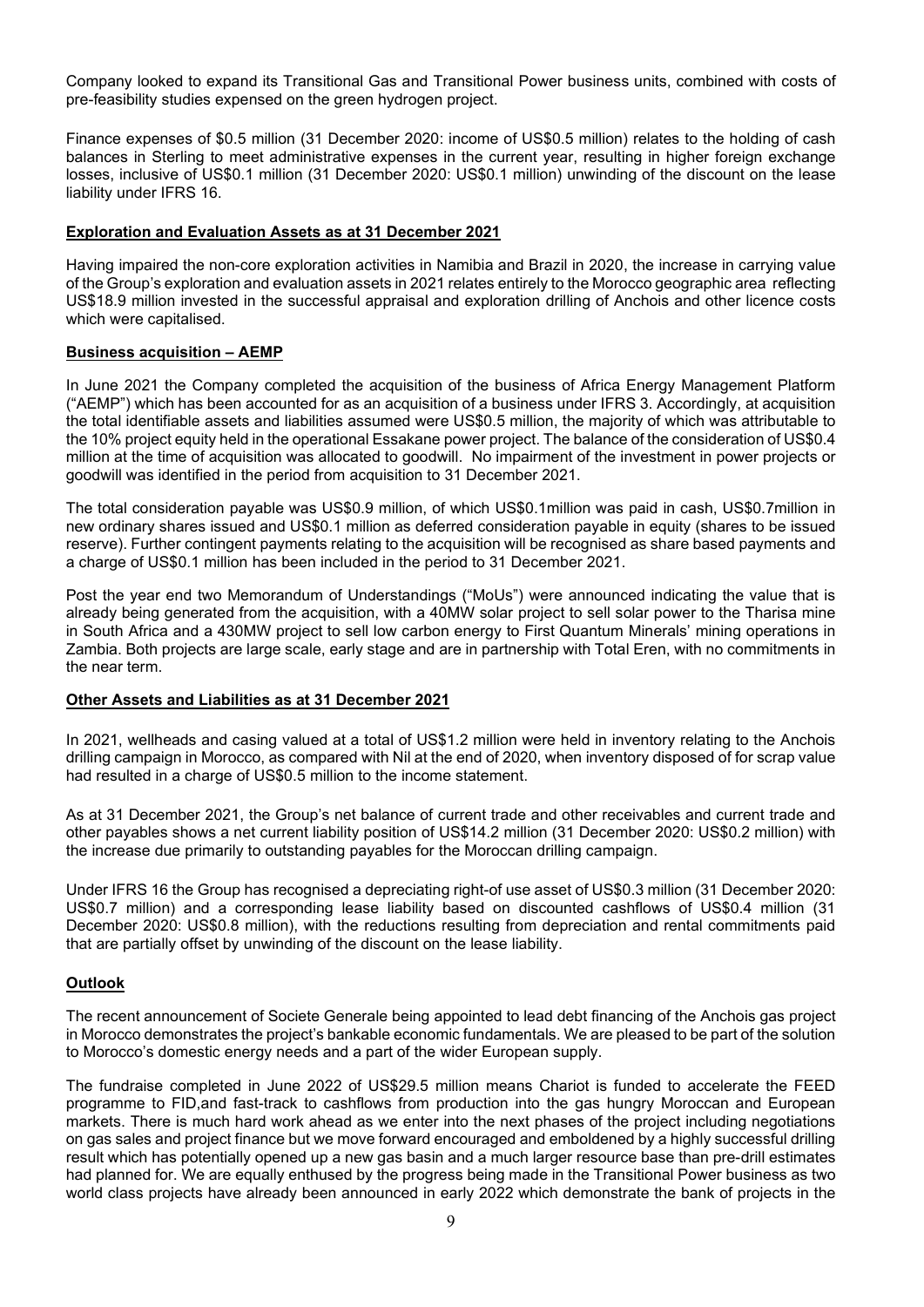Company looked to expand its Transitional Gas and Transitional Power business units, combined with costs of pre-feasibility studies expensed on the green hydrogen project.

Finance expenses of $0.5 million (31 December 2020: income of US$0.5 million) relates to the holding of cash balances in Sterling to meet administrative expenses in the current year, resulting in higher foreign exchange losses, inclusive of US$0.1 million (31 December 2020: US$0.1 million) unwinding of the discount on the lease liability under IFRS 16.

## Exploration and Evaluation Assets as at 31 December 2021

Having impaired the non-core exploration activities in Namibia and Brazil in 2020, the increase in carrying value of the Group's exploration and evaluation assets in 2021 relates entirely to the Morocco geographic area reflecting US$18.9 million invested in the successful appraisal and exploration drilling of Anchois and other licence costs which were capitalised.

## Business acquisition – AEMP

In June 2021 the Company completed the acquisition of the business of Africa Energy Management Platform ("AEMP") which has been accounted for as an acquisition of a business under IFRS 3. Accordingly, at acquisition the total identifiable assets and liabilities assumed were US$0.5 million, the majority of which was attributable to the 10% project equity held in the operational Essakane power project. The balance of the consideration of US$0.4 million at the time of acquisition was allocated to goodwill. No impairment of the investment in power projects or goodwill was identified in the period from acquisition to 31 December 2021.

The total consideration payable was US$0.9 million, of which US$0.1million was paid in cash, US$0.7million in new ordinary shares issued and US$0.1 million as deferred consideration payable in equity (shares to be issued reserve). Further contingent payments relating to the acquisition will be recognised as share based payments and a charge of US$0.1 million has been included in the period to 31 December 2021.

Post the year end two Memorandum of Understandings ("MoUs") were announced indicating the value that is already being generated from the acquisition, with a 40MW solar project to sell solar power to the Tharisa mine in South Africa and a 430MW project to sell low carbon energy to First Quantum Minerals' mining operations in Zambia. Both projects are large scale, early stage and are in partnership with Total Eren, with no commitments in the near term.

## Other Assets and Liabilities as at 31 December 2021

In 2021, wellheads and casing valued at a total of US$1.2 million were held in inventory relating to the Anchois drilling campaign in Morocco, as compared with Nil at the end of 2020, when inventory disposed of for scrap value had resulted in a charge of US$0.5 million to the income statement.

As at 31 December 2021, the Group's net balance of current trade and other receivables and current trade and other payables shows a net current liability position of US$14.2 million (31 December 2020: US$0.2 million) with the increase due primarily to outstanding payables for the Moroccan drilling campaign.

Under IFRS 16 the Group has recognised a depreciating right-of use asset of US$0.3 million (31 December 2020: US$0.7 million) and a corresponding lease liability based on discounted cashflows of US$0.4 million (31 December 2020: US$0.8 million), with the reductions resulting from depreciation and rental commitments paid that are partially offset by unwinding of the discount on the lease liability.

## Outlook

The recent announcement of Societe Generale being appointed to lead debt financing of the Anchois gas project in Morocco demonstrates the project's bankable economic fundamentals. We are pleased to be part of the solution to Morocco's domestic energy needs and a part of the wider European supply.

The fundraise completed in June 2022 of US$29.5 million means Chariot is funded to accelerate the FEED programme to FID,and fast-track to cashflows from production into the gas hungry Moroccan and European markets. There is much hard work ahead as we enter into the next phases of the project including negotiations on gas sales and project finance but we move forward encouraged and emboldened by a highly successful drilling result which has potentially opened up a new gas basin and a much larger resource base than pre-drill estimates had planned for. We are equally enthused by the progress being made in the Transitional Power business as two world class projects have already been announced in early 2022 which demonstrate the bank of projects in the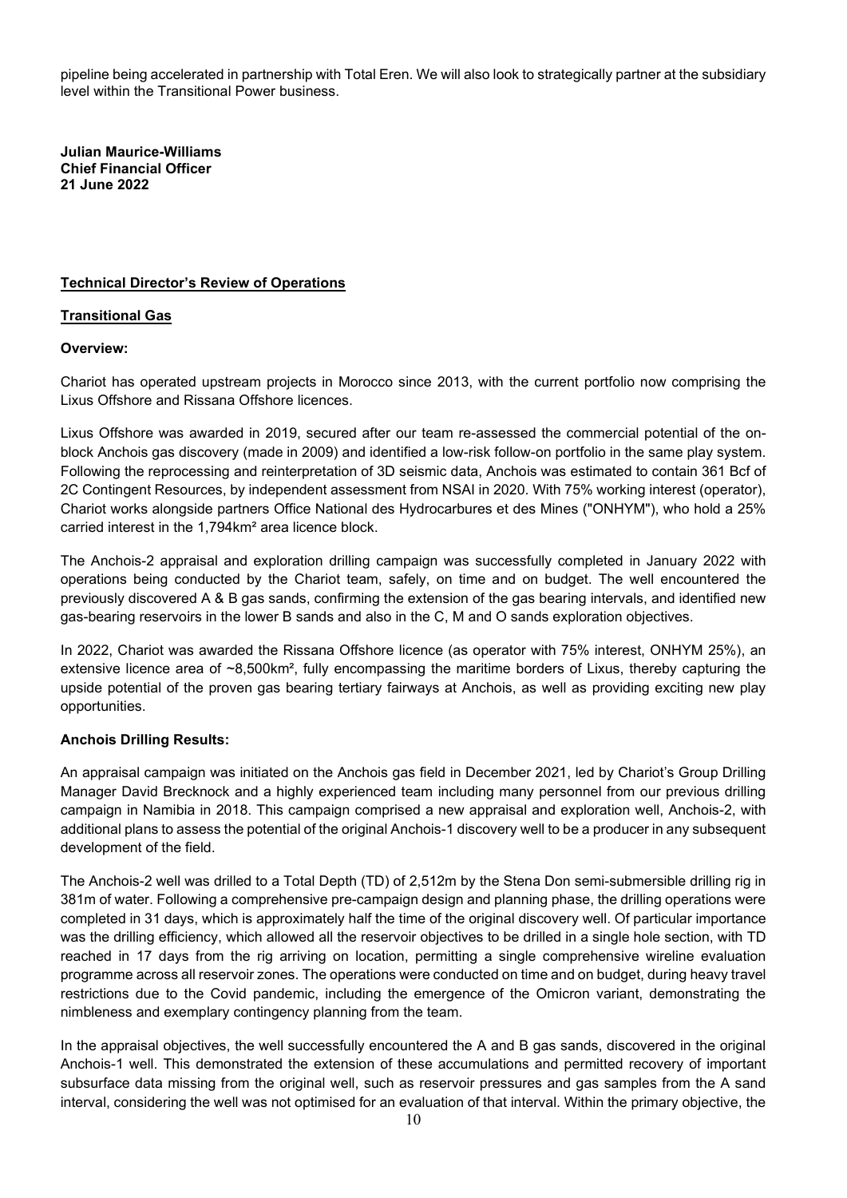pipeline being accelerated in partnership with Total Eren. We will also look to strategically partner at the subsidiary level within the Transitional Power business.

**Julian Maurice-Williams**
**Chief Financial Officer**
**21 June 2022**

## Technical Director's Review of Operations

### Transitional Gas

**Overview:**

Chariot has operated upstream projects in Morocco since 2013, with the current portfolio now comprising the Lixus Offshore and Rissana Offshore licences.

Lixus Offshore was awarded in 2019, secured after our team re-assessed the commercial potential of the on-block Anchois gas discovery (made in 2009) and identified a low-risk follow-on portfolio in the same play system. Following the reprocessing and reinterpretation of 3D seismic data, Anchois was estimated to contain 361 Bcf of 2C Contingent Resources, by independent assessment from NSAI in 2020. With 75% working interest (operator), Chariot works alongside partners Office National des Hydrocarbures et des Mines ("ONHYM"), who hold a 25% carried interest in the 1,794km² area licence block.

The Anchois-2 appraisal and exploration drilling campaign was successfully completed in January 2022 with operations being conducted by the Chariot team, safely, on time and on budget. The well encountered the previously discovered A & B gas sands, confirming the extension of the gas bearing intervals, and identified new gas-bearing reservoirs in the lower B sands and also in the C, M and O sands exploration objectives.

In 2022, Chariot was awarded the Rissana Offshore licence (as operator with 75% interest, ONHYM 25%), an extensive licence area of ~8,500km², fully encompassing the maritime borders of Lixus, thereby capturing the upside potential of the proven gas bearing tertiary fairways at Anchois, as well as providing exciting new play opportunities.

**Anchois Drilling Results:**

An appraisal campaign was initiated on the Anchois gas field in December 2021, led by Chariot's Group Drilling Manager David Brecknock and a highly experienced team including many personnel from our previous drilling campaign in Namibia in 2018. This campaign comprised a new appraisal and exploration well, Anchois-2, with additional plans to assess the potential of the original Anchois-1 discovery well to be a producer in any subsequent development of the field.

The Anchois-2 well was drilled to a Total Depth (TD) of 2,512m by the Stena Don semi-submersible drilling rig in 381m of water. Following a comprehensive pre-campaign design and planning phase, the drilling operations were completed in 31 days, which is approximately half the time of the original discovery well. Of particular importance was the drilling efficiency, which allowed all the reservoir objectives to be drilled in a single hole section, with TD reached in 17 days from the rig arriving on location, permitting a single comprehensive wireline evaluation programme across all reservoir zones. The operations were conducted on time and on budget, during heavy travel restrictions due to the Covid pandemic, including the emergence of the Omicron variant, demonstrating the nimbleness and exemplary contingency planning from the team.

In the appraisal objectives, the well successfully encountered the A and B gas sands, discovered in the original Anchois-1 well. This demonstrated the extension of these accumulations and permitted recovery of important subsurface data missing from the original well, such as reservoir pressures and gas samples from the A sand interval, considering the well was not optimised for an evaluation of that interval. Within the primary objective, the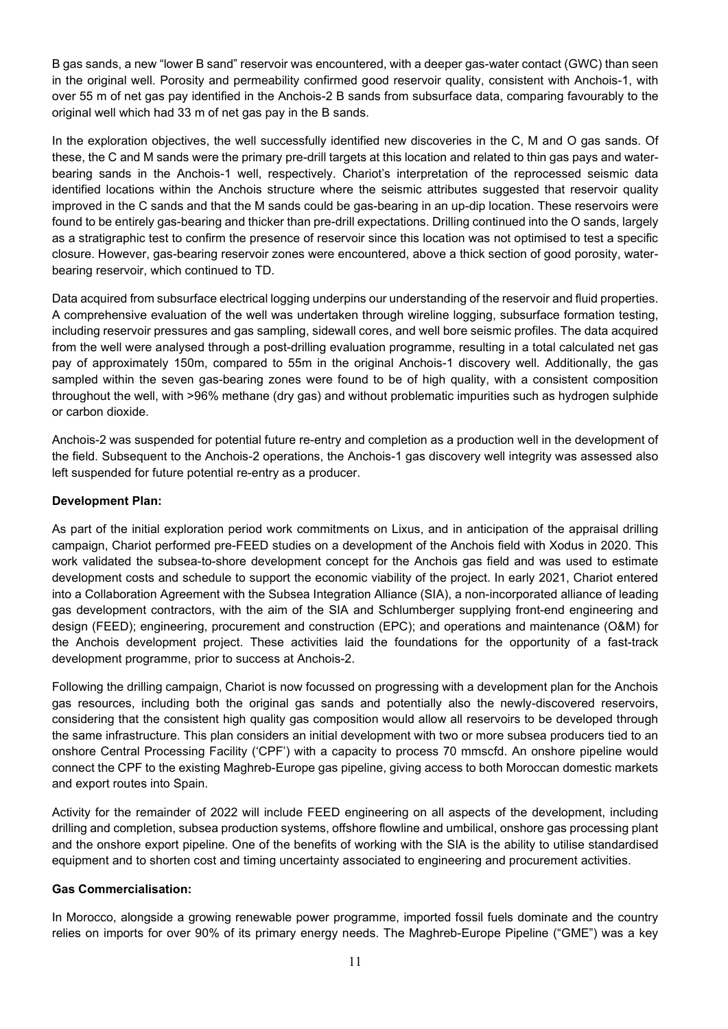B gas sands, a new "lower B sand" reservoir was encountered, with a deeper gas-water contact (GWC) than seen in the original well. Porosity and permeability confirmed good reservoir quality, consistent with Anchois-1, with over 55 m of net gas pay identified in the Anchois-2 B sands from subsurface data, comparing favourably to the original well which had 33 m of net gas pay in the B sands.

In the exploration objectives, the well successfully identified new discoveries in the C, M and O gas sands. Of these, the C and M sands were the primary pre-drill targets at this location and related to thin gas pays and water-bearing sands in the Anchois-1 well, respectively. Chariot's interpretation of the reprocessed seismic data identified locations within the Anchois structure where the seismic attributes suggested that reservoir quality improved in the C sands and that the M sands could be gas-bearing in an up-dip location. These reservoirs were found to be entirely gas-bearing and thicker than pre-drill expectations. Drilling continued into the O sands, largely as a stratigraphic test to confirm the presence of reservoir since this location was not optimised to test a specific closure. However, gas-bearing reservoir zones were encountered, above a thick section of good porosity, water-bearing reservoir, which continued to TD.

Data acquired from subsurface electrical logging underpins our understanding of the reservoir and fluid properties. A comprehensive evaluation of the well was undertaken through wireline logging, subsurface formation testing, including reservoir pressures and gas sampling, sidewall cores, and well bore seismic profiles. The data acquired from the well were analysed through a post-drilling evaluation programme, resulting in a total calculated net gas pay of approximately 150m, compared to 55m in the original Anchois-1 discovery well. Additionally, the gas sampled within the seven gas-bearing zones were found to be of high quality, with a consistent composition throughout the well, with >96% methane (dry gas) and without problematic impurities such as hydrogen sulphide or carbon dioxide.

Anchois-2 was suspended for potential future re-entry and completion as a production well in the development of the field. Subsequent to the Anchois-2 operations, the Anchois-1 gas discovery well integrity was assessed also left suspended for future potential re-entry as a producer.

**Development Plan:**

As part of the initial exploration period work commitments on Lixus, and in anticipation of the appraisal drilling campaign, Chariot performed pre-FEED studies on a development of the Anchois field with Xodus in 2020. This work validated the subsea-to-shore development concept for the Anchois gas field and was used to estimate development costs and schedule to support the economic viability of the project. In early 2021, Chariot entered into a Collaboration Agreement with the Subsea Integration Alliance (SIA), a non-incorporated alliance of leading gas development contractors, with the aim of the SIA and Schlumberger supplying front-end engineering and design (FEED); engineering, procurement and construction (EPC); and operations and maintenance (O&M) for the Anchois development project. These activities laid the foundations for the opportunity of a fast-track development programme, prior to success at Anchois-2.

Following the drilling campaign, Chariot is now focussed on progressing with a development plan for the Anchois gas resources, including both the original gas sands and potentially also the newly-discovered reservoirs, considering that the consistent high quality gas composition would allow all reservoirs to be developed through the same infrastructure. This plan considers an initial development with two or more subsea producers tied to an onshore Central Processing Facility ('CPF') with a capacity to process 70 mmscfd. An onshore pipeline would connect the CPF to the existing Maghreb-Europe gas pipeline, giving access to both Moroccan domestic markets and export routes into Spain.

Activity for the remainder of 2022 will include FEED engineering on all aspects of the development, including drilling and completion, subsea production systems, offshore flowline and umbilical, onshore gas processing plant and the onshore export pipeline. One of the benefits of working with the SIA is the ability to utilise standardised equipment and to shorten cost and timing uncertainty associated to engineering and procurement activities.

**Gas Commercialisation:**

In Morocco, alongside a growing renewable power programme, imported fossil fuels dominate and the country relies on imports for over 90% of its primary energy needs. The Maghreb-Europe Pipeline ("GME") was a key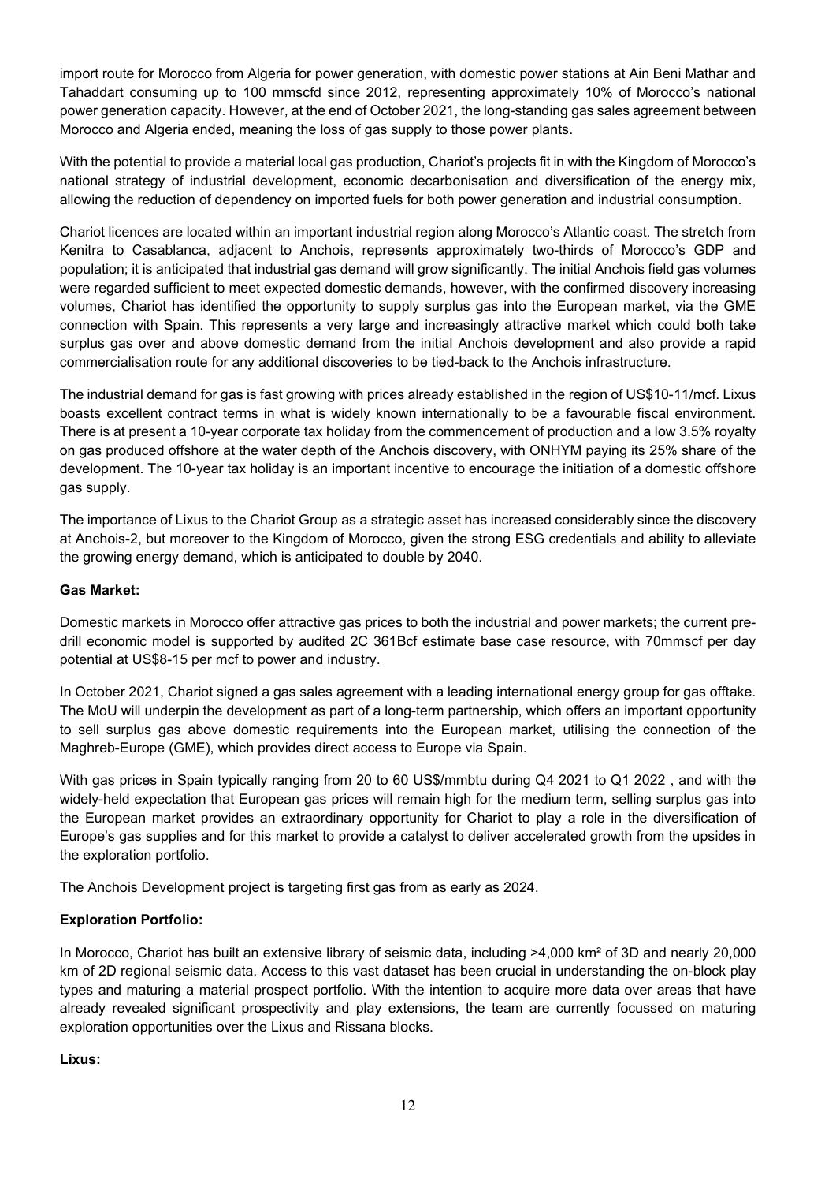import route for Morocco from Algeria for power generation, with domestic power stations at Ain Beni Mathar and Tahaddart consuming up to 100 mmscfd since 2012, representing approximately 10% of Morocco's national power generation capacity. However, at the end of October 2021, the long-standing gas sales agreement between Morocco and Algeria ended, meaning the loss of gas supply to those power plants.

With the potential to provide a material local gas production, Chariot's projects fit in with the Kingdom of Morocco's national strategy of industrial development, economic decarbonisation and diversification of the energy mix, allowing the reduction of dependency on imported fuels for both power generation and industrial consumption.

Chariot licences are located within an important industrial region along Morocco's Atlantic coast. The stretch from Kenitra to Casablanca, adjacent to Anchois, represents approximately two-thirds of Morocco's GDP and population; it is anticipated that industrial gas demand will grow significantly. The initial Anchois field gas volumes were regarded sufficient to meet expected domestic demands, however, with the confirmed discovery increasing volumes, Chariot has identified the opportunity to supply surplus gas into the European market, via the GME connection with Spain. This represents a very large and increasingly attractive market which could both take surplus gas over and above domestic demand from the initial Anchois development and also provide a rapid commercialisation route for any additional discoveries to be tied-back to the Anchois infrastructure.

The industrial demand for gas is fast growing with prices already established in the region of US$10-11/mcf. Lixus boasts excellent contract terms in what is widely known internationally to be a favourable fiscal environment. There is at present a 10-year corporate tax holiday from the commencement of production and a low 3.5% royalty on gas produced offshore at the water depth of the Anchois discovery, with ONHYM paying its 25% share of the development. The 10-year tax holiday is an important incentive to encourage the initiation of a domestic offshore gas supply.

The importance of Lixus to the Chariot Group as a strategic asset has increased considerably since the discovery at Anchois-2, but moreover to the Kingdom of Morocco, given the strong ESG credentials and ability to alleviate the growing energy demand, which is anticipated to double by 2040.

**Gas Market:**

Domestic markets in Morocco offer attractive gas prices to both the industrial and power markets; the current pre-drill economic model is supported by audited 2C 361Bcf estimate base case resource, with 70mmscf per day potential at US$8-15 per mcf to power and industry.

In October 2021, Chariot signed a gas sales agreement with a leading international energy group for gas offtake. The MoU will underpin the development as part of a long-term partnership, which offers an important opportunity to sell surplus gas above domestic requirements into the European market, utilising the connection of the Maghreb-Europe (GME), which provides direct access to Europe via Spain.

With gas prices in Spain typically ranging from 20 to 60 US$/mmbtu during Q4 2021 to Q1 2022 , and with the widely-held expectation that European gas prices will remain high for the medium term, selling surplus gas into the European market provides an extraordinary opportunity for Chariot to play a role in the diversification of Europe's gas supplies and for this market to provide a catalyst to deliver accelerated growth from the upsides in the exploration portfolio.

The Anchois Development project is targeting first gas from as early as 2024.

**Exploration Portfolio:**

In Morocco, Chariot has built an extensive library of seismic data, including >4,000 km² of 3D and nearly 20,000 km of 2D regional seismic data. Access to this vast dataset has been crucial in understanding the on-block play types and maturing a material prospect portfolio. With the intention to acquire more data over areas that have already revealed significant prospectivity and play extensions, the team are currently focussed on maturing exploration opportunities over the Lixus and Rissana blocks.

**Lixus:**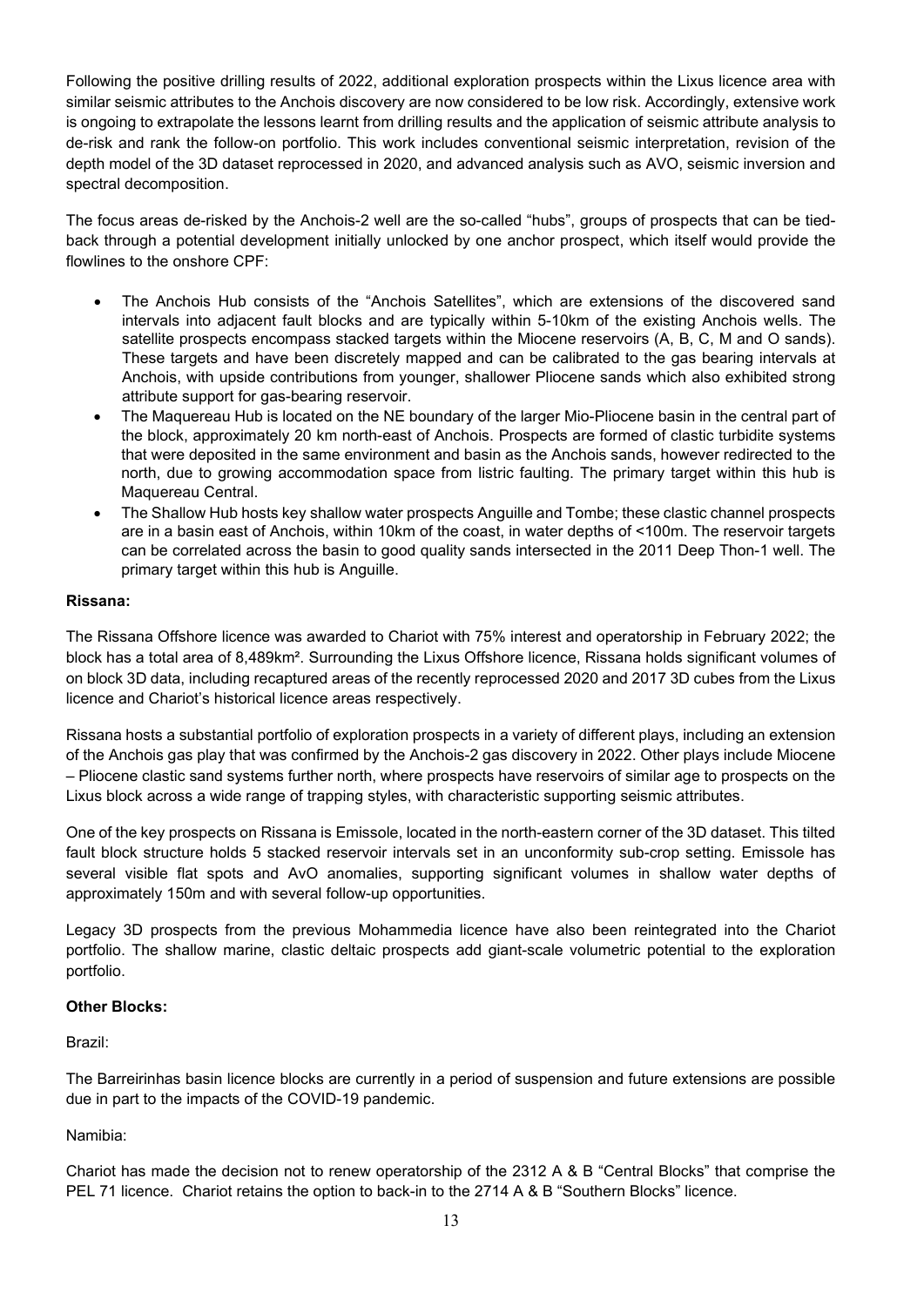Following the positive drilling results of 2022, additional exploration prospects within the Lixus licence area with similar seismic attributes to the Anchois discovery are now considered to be low risk. Accordingly, extensive work is ongoing to extrapolate the lessons learnt from drilling results and the application of seismic attribute analysis to de-risk and rank the follow-on portfolio. This work includes conventional seismic interpretation, revision of the depth model of the 3D dataset reprocessed in 2020, and advanced analysis such as AVO, seismic inversion and spectral decomposition.

The focus areas de-risked by the Anchois-2 well are the so-called "hubs", groups of prospects that can be tied-back through a potential development initially unlocked by one anchor prospect, which itself would provide the flowlines to the onshore CPF:

- The Anchois Hub consists of the "Anchois Satellites", which are extensions of the discovered sand intervals into adjacent fault blocks and are typically within 5-10km of the existing Anchois wells. The satellite prospects encompass stacked targets within the Miocene reservoirs (A, B, C, M and O sands). These targets and have been discretely mapped and can be calibrated to the gas bearing intervals at Anchois, with upside contributions from younger, shallower Pliocene sands which also exhibited strong attribute support for gas-bearing reservoir.
- The Maquereau Hub is located on the NE boundary of the larger Mio-Pliocene basin in the central part of the block, approximately 20 km north-east of Anchois. Prospects are formed of clastic turbidite systems that were deposited in the same environment and basin as the Anchois sands, however redirected to the north, due to growing accommodation space from listric faulting. The primary target within this hub is Maquereau Central.
- The Shallow Hub hosts key shallow water prospects Anguille and Tombe; these clastic channel prospects are in a basin east of Anchois, within 10km of the coast, in water depths of <100m. The reservoir targets can be correlated across the basin to good quality sands intersected in the 2011 Deep Thon-1 well. The primary target within this hub is Anguille.

**Rissana:**

The Rissana Offshore licence was awarded to Chariot with 75% interest and operatorship in February 2022; the block has a total area of 8,489km². Surrounding the Lixus Offshore licence, Rissana holds significant volumes of on block 3D data, including recaptured areas of the recently reprocessed 2020 and 2017 3D cubes from the Lixus licence and Chariot's historical licence areas respectively.

Rissana hosts a substantial portfolio of exploration prospects in a variety of different plays, including an extension of the Anchois gas play that was confirmed by the Anchois-2 gas discovery in 2022. Other plays include Miocene – Pliocene clastic sand systems further north, where prospects have reservoirs of similar age to prospects on the Lixus block across a wide range of trapping styles, with characteristic supporting seismic attributes.

One of the key prospects on Rissana is Emissole, located in the north-eastern corner of the 3D dataset. This tilted fault block structure holds 5 stacked reservoir intervals set in an unconformity sub-crop setting. Emissole has several visible flat spots and AvO anomalies, supporting significant volumes in shallow water depths of approximately 150m and with several follow-up opportunities.

Legacy 3D prospects from the previous Mohammedia licence have also been reintegrated into the Chariot portfolio. The shallow marine, clastic deltaic prospects add giant-scale volumetric potential to the exploration portfolio.

**Other Blocks:**

Brazil:

The Barreirinhas basin licence blocks are currently in a period of suspension and future extensions are possible due in part to the impacts of the COVID-19 pandemic.

Namibia:

Chariot has made the decision not to renew operatorship of the 2312 A & B "Central Blocks" that comprise the PEL 71 licence. Chariot retains the option to back-in to the 2714 A & B "Southern Blocks" licence.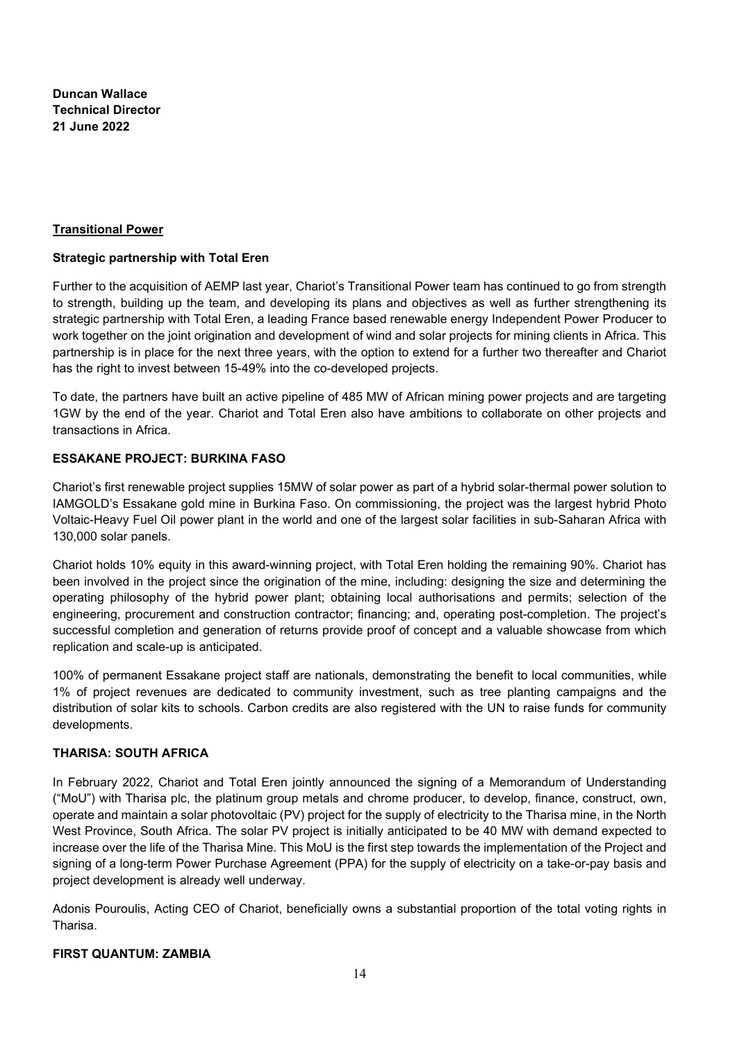**Duncan Wallace**
**Technical Director**
**21 June 2022**

## Transitional Power

### Strategic partnership with Total Eren

Further to the acquisition of AEMP last year, Chariot's Transitional Power team has continued to go from strength to strength, building up the team, and developing its plans and objectives as well as further strengthening its strategic partnership with Total Eren, a leading France based renewable energy Independent Power Producer to work together on the joint origination and development of wind and solar projects for mining clients in Africa. This partnership is in place for the next three years, with the option to extend for a further two thereafter and Chariot has the right to invest between 15-49% into the co-developed projects.

To date, the partners have built an active pipeline of 485 MW of African mining power projects and are targeting 1GW by the end of the year. Chariot and Total Eren also have ambitions to collaborate on other projects and transactions in Africa.

### ESSAKANE PROJECT: BURKINA FASO

Chariot's first renewable project supplies 15MW of solar power as part of a hybrid solar-thermal power solution to IAMGOLD's Essakane gold mine in Burkina Faso. On commissioning, the project was the largest hybrid Photo Voltaic-Heavy Fuel Oil power plant in the world and one of the largest solar facilities in sub-Saharan Africa with 130,000 solar panels.

Chariot holds 10% equity in this award-winning project, with Total Eren holding the remaining 90%. Chariot has been involved in the project since the origination of the mine, including: designing the size and determining the operating philosophy of the hybrid power plant; obtaining local authorisations and permits; selection of the engineering, procurement and construction contractor; financing; and, operating post-completion. The project's successful completion and generation of returns provide proof of concept and a valuable showcase from which replication and scale-up is anticipated.

100% of permanent Essakane project staff are nationals, demonstrating the benefit to local communities, while 1% of project revenues are dedicated to community investment, such as tree planting campaigns and the distribution of solar kits to schools. Carbon credits are also registered with the UN to raise funds for community developments.

### THARISA: SOUTH AFRICA

In February 2022, Chariot and Total Eren jointly announced the signing of a Memorandum of Understanding ("MoU") with Tharisa plc, the platinum group metals and chrome producer, to develop, finance, construct, own, operate and maintain a solar photovoltaic (PV) project for the supply of electricity to the Tharisa mine, in the North West Province, South Africa. The solar PV project is initially anticipated to be 40 MW with demand expected to increase over the life of the Tharisa Mine. This MoU is the first step towards the implementation of the Project and signing of a long-term Power Purchase Agreement (PPA) for the supply of electricity on a take-or-pay basis and project development is already well underway.

Adonis Pouroulis, Acting CEO of Chariot, beneficially owns a substantial proportion of the total voting rights in Tharisa.

### FIRST QUANTUM: ZAMBIA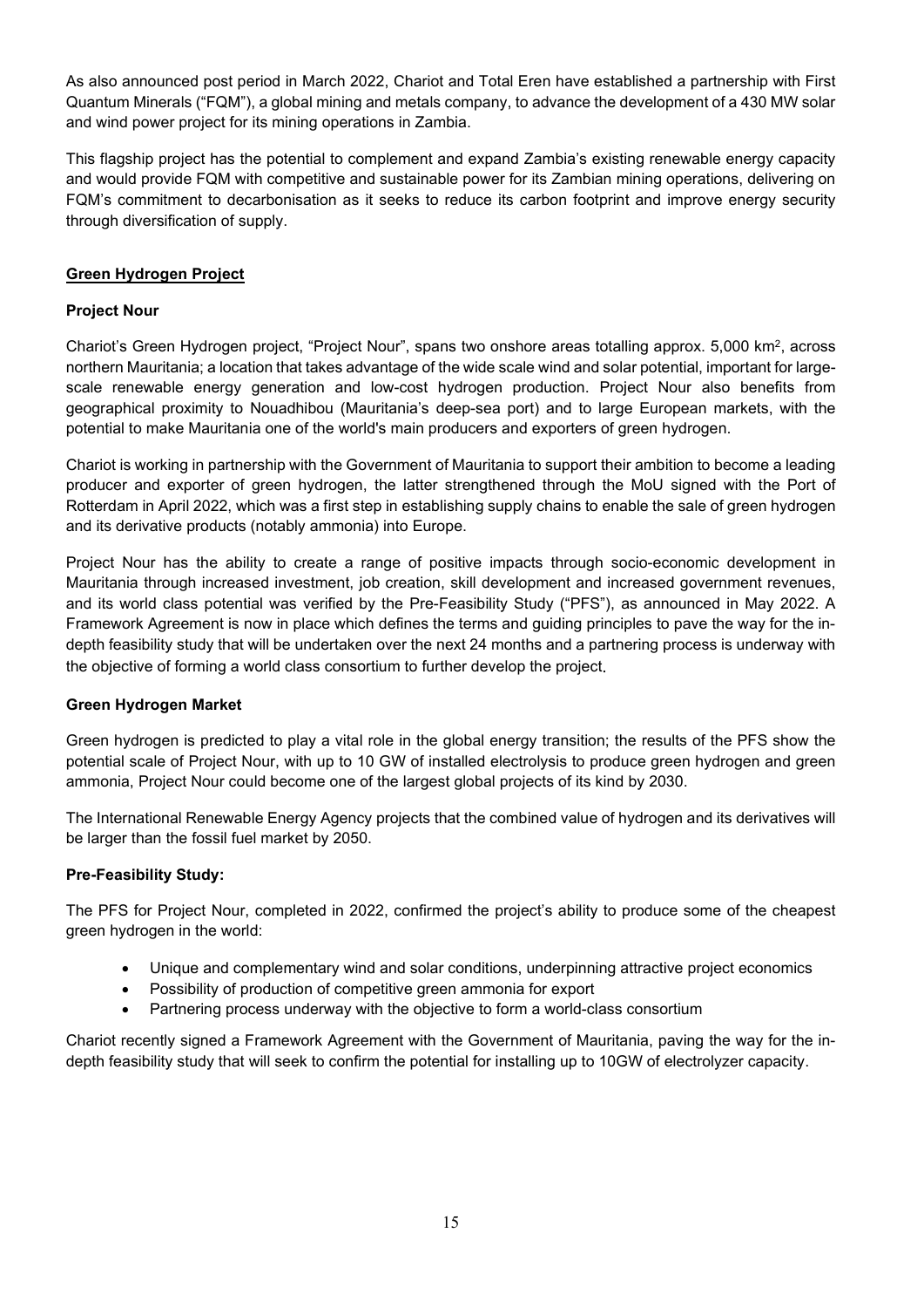As also announced post period in March 2022, Chariot and Total Eren have established a partnership with First Quantum Minerals ("FQM"), a global mining and metals company, to advance the development of a 430 MW solar and wind power project for its mining operations in Zambia.

This flagship project has the potential to complement and expand Zambia's existing renewable energy capacity and would provide FQM with competitive and sustainable power for its Zambian mining operations, delivering on FQM's commitment to decarbonisation as it seeks to reduce its carbon footprint and improve energy security through diversification of supply.

## Green Hydrogen Project

### Project Nour

Chariot's Green Hydrogen project, "Project Nour", spans two onshore areas totalling approx. 5,000 km$^2$, across northern Mauritania; a location that takes advantage of the wide scale wind and solar potential, important for large-scale renewable energy generation and low-cost hydrogen production. Project Nour also benefits from geographical proximity to Nouadhibou (Mauritania's deep-sea port) and to large European markets, with the potential to make Mauritania one of the world's main producers and exporters of green hydrogen.

Chariot is working in partnership with the Government of Mauritania to support their ambition to become a leading producer and exporter of green hydrogen, the latter strengthened through the MoU signed with the Port of Rotterdam in April 2022, which was a first step in establishing supply chains to enable the sale of green hydrogen and its derivative products (notably ammonia) into Europe.

Project Nour has the ability to create a range of positive impacts through socio-economic development in Mauritania through increased investment, job creation, skill development and increased government revenues, and its world class potential was verified by the Pre-Feasibility Study ("PFS"), as announced in May 2022. A Framework Agreement is now in place which defines the terms and guiding principles to pave the way for the in-depth feasibility study that will be undertaken over the next 24 months and a partnering process is underway with the objective of forming a world class consortium to further develop the project.

### Green Hydrogen Market

Green hydrogen is predicted to play a vital role in the global energy transition; the results of the PFS show the potential scale of Project Nour, with up to 10 GW of installed electrolysis to produce green hydrogen and green ammonia, Project Nour could become one of the largest global projects of its kind by 2030.

The International Renewable Energy Agency projects that the combined value of hydrogen and its derivatives will be larger than the fossil fuel market by 2050.

### Pre-Feasibility Study:

The PFS for Project Nour, completed in 2022, confirmed the project's ability to produce some of the cheapest green hydrogen in the world:

- Unique and complementary wind and solar conditions, underpinning attractive project economics
- Possibility of production of competitive green ammonia for export
- Partnering process underway with the objective to form a world-class consortium

Chariot recently signed a Framework Agreement with the Government of Mauritania, paving the way for the in-depth feasibility study that will seek to confirm the potential for installing up to 10GW of electrolyzer capacity.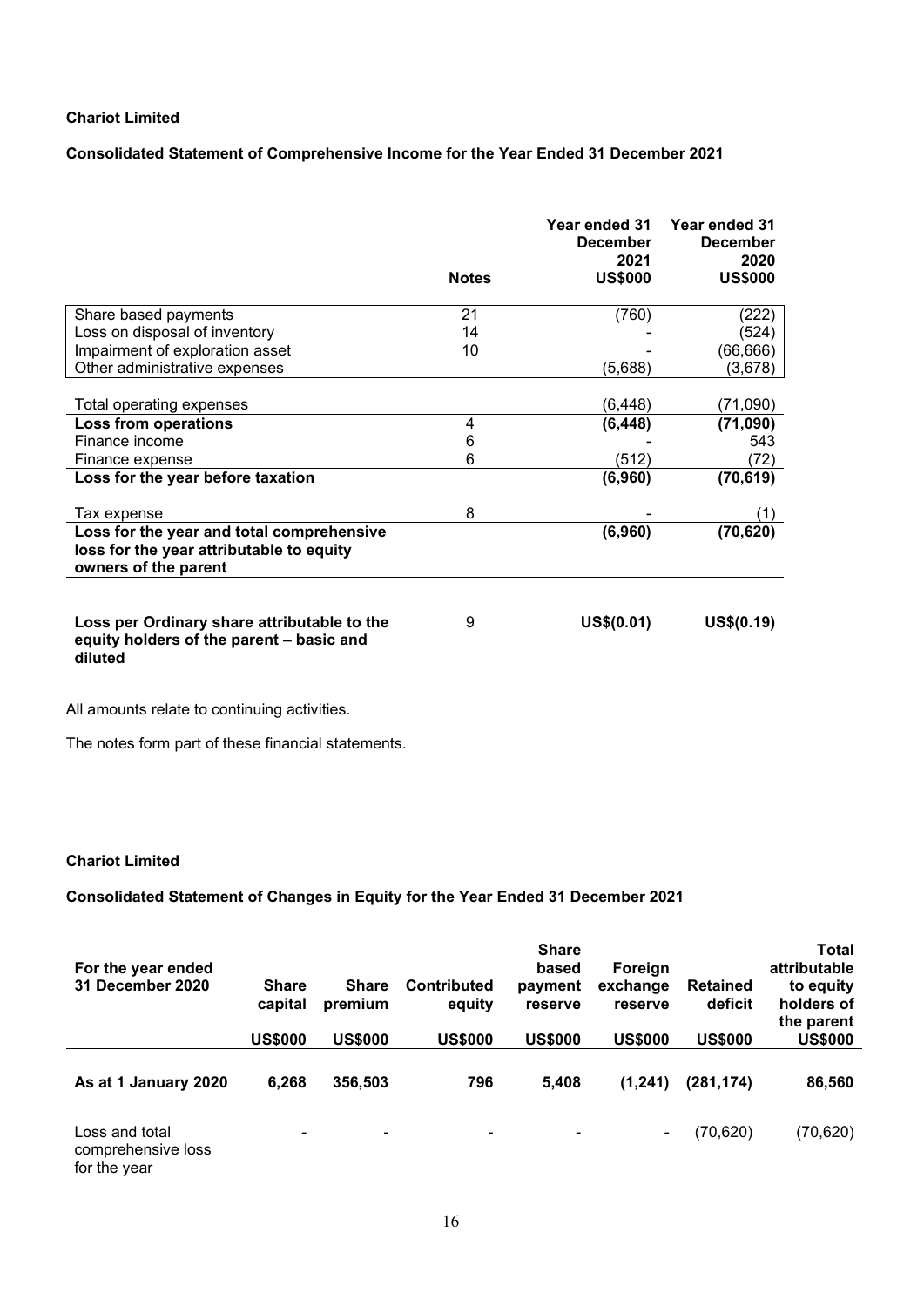**Chariot Limited**

**Consolidated Statement of Comprehensive Income for the Year Ended 31 December 2021**

| | Notes | Year ended 31 December 2021 US$000 | Year ended 31 December 2020 US$000 |
|---|---|---|---|
| Share based payments | 21 | (760) | (222) |
| Loss on disposal of inventory | 14 | - | (524) |
| Impairment of exploration asset | 10 | - | (66,666) |
| Other administrative expenses | | (5,688) | (3,678) |
| Total operating expenses | | (6,448) | (71,090) |
| **Loss from operations** | 4 | **(6,448)** | **(71,090)** |
| Finance income | 6 | - | 543 |
| Finance expense | 6 | (512) | (72) |
| **Loss for the year before taxation** | | **(6,960)** | **(70,619)** |
| Tax expense | 8 | - | (1) |
| **Loss for the year and total comprehensive loss for the year attributable to equity owners of the parent** | | **(6,960)** | **(70,620)** |
| **Loss per Ordinary share attributable to the equity holders of the parent – basic and diluted** | 9 | **US$(0.01)** | **US$(0.19)** |

All amounts relate to continuing activities.

The notes form part of these financial statements.

**Chariot Limited**

**Consolidated Statement of Changes in Equity for the Year Ended 31 December 2021**

| For the year ended 31 December 2020 | Share capital | Share premium | Contributed equity | Share based payment reserve | Foreign exchange reserve | Retained deficit | Total attributable to equity holders of the parent |
|---|---|---|---|---|---|---|---|
| | US$000 | US$000 | US$000 | US$000 | US$000 | US$000 | US$000 |
| **As at 1 January 2020** | **6,268** | **356,503** | **796** | **5,408** | **(1,241)** | **(281,174)** | **86,560** |
| Loss and total comprehensive loss for the year | - | - | - | - | - | (70,620) | (70,620) |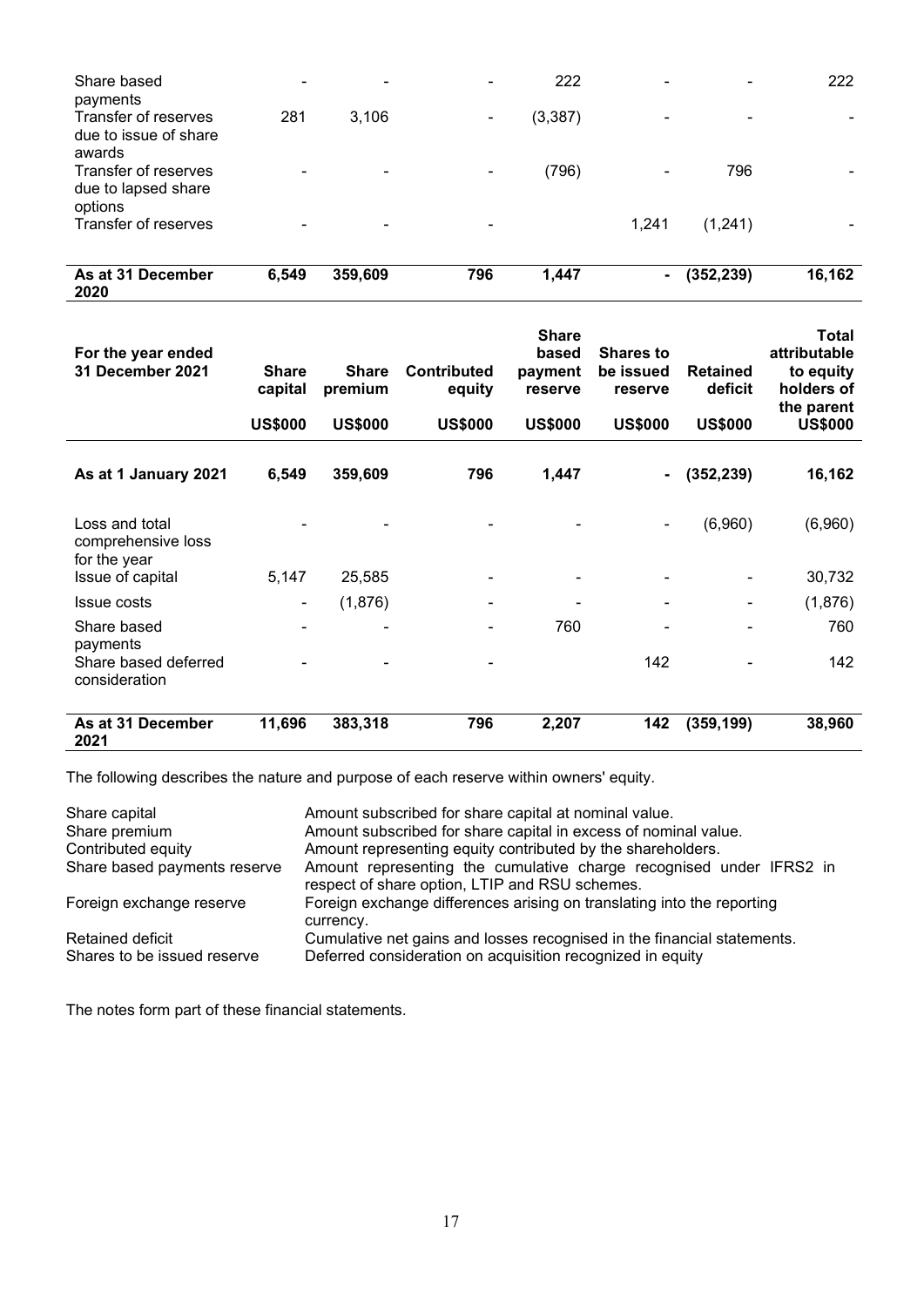| | | | | | | | |
|---|---|---|---|---|---|---|---|
| Share based payments | - | - | - | 222 | - | - | 222 |
| Transfer of reserves due to issue of share awards | 281 | 3,106 | - | (3,387) | - | - | - |
| Transfer of reserves due to lapsed share options | - | - | - | (796) | - | 796 | - |
| Transfer of reserves | - | - | - | | 1,241 | (1,241) | - |
| **As at 31 December 2020** | **6,549** | **359,609** | **796** | **1,447** | **-** | **(352,239)** | **16,162** |

| For the year ended 31 December 2021 | Share capital | Share premium | Contributed equity | Share based payment reserve | Shares to be issued reserve | Retained deficit | Total attributable to equity holders of the parent |
|---|---|---|---|---|---|---|---|
| | US$000 | US$000 | US$000 | US$000 | US$000 | US$000 | US$000 |
| **As at 1 January 2021** | **6,549** | **359,609** | **796** | **1,447** | **-** | **(352,239)** | **16,162** |
| Loss and total comprehensive loss for the year | - | - | - | - | - | (6,960) | (6,960) |
| Issue of capital | 5,147 | 25,585 | - | - | - | - | 30,732 |
| Issue costs | - | (1,876) | - | - | - | - | (1,876) |
| Share based payments | - | - | - | 760 | - | - | 760 |
| Share based deferred consideration | - | - | - | | 142 | - | 142 |
| **As at 31 December 2021** | **11,696** | **383,318** | **796** | **2,207** | **142** | **(359,199)** | **38,960** |

The following describes the nature and purpose of each reserve within owners' equity.

| | |
|---|---|
| Share capital | Amount subscribed for share capital at nominal value. |
| Share premium | Amount subscribed for share capital in excess of nominal value. |
| Contributed equity | Amount representing equity contributed by the shareholders. |
| Share based payments reserve | Amount representing the cumulative charge recognised under IFRS2 in respect of share option, LTIP and RSU schemes. |
| Foreign exchange reserve | Foreign exchange differences arising on translating into the reporting currency. |
| Retained deficit | Cumulative net gains and losses recognised in the financial statements. |
| Shares to be issued reserve | Deferred consideration on acquisition recognized in equity |

The notes form part of these financial statements.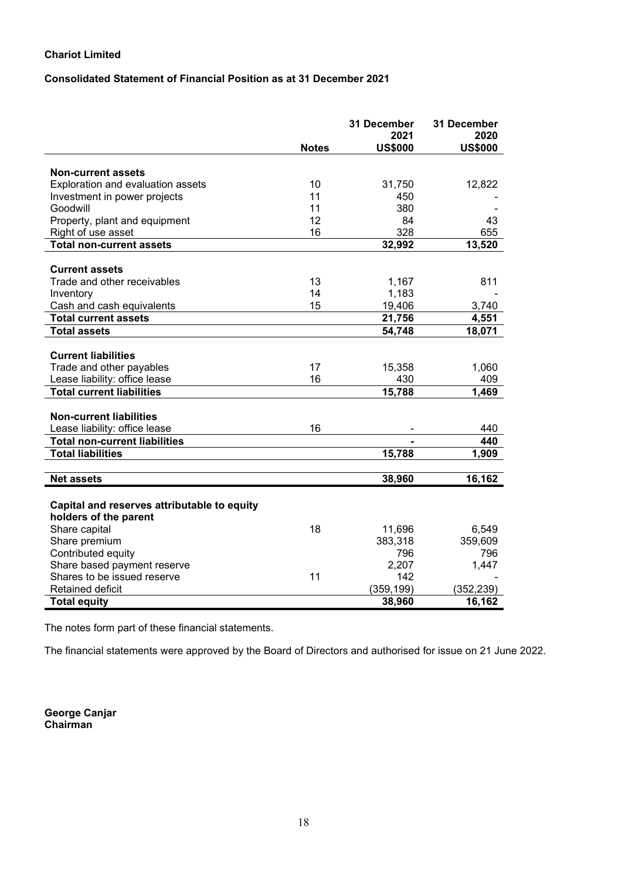**Chariot Limited**

**Consolidated Statement of Financial Position as at 31 December 2021**

| | Notes | 31 December 2021 US$000 | 31 December 2020 US$000 |
|---|---|---|---|
| **Non-current assets** | | | |
| Exploration and evaluation assets | 10 | 31,750 | 12,822 |
| Investment in power projects | 11 | 450 | - |
| Goodwill | 11 | 380 | - |
| Property, plant and equipment | 12 | 84 | 43 |
| Right of use asset | 16 | 328 | 655 |
| **Total non-current assets** | | **32,992** | **13,520** |
| **Current assets** | | | |
| Trade and other receivables | 13 | 1,167 | 811 |
| Inventory | 14 | 1,183 | - |
| Cash and cash equivalents | 15 | 19,406 | 3,740 |
| **Total current assets** | | **21,756** | **4,551** |
| **Total assets** | | **54,748** | **18,071** |
| **Current liabilities** | | | |
| Trade and other payables | 17 | 15,358 | 1,060 |
| Lease liability: office lease | 16 | 430 | 409 |
| **Total current liabilities** | | **15,788** | **1,469** |
| **Non-current liabilities** | | | |
| Lease liability: office lease | 16 | - | 440 |
| **Total non-current liabilities** | | **-** | **440** |
| **Total liabilities** | | **15,788** | **1,909** |
| **Net assets** | | **38,960** | **16,162** |
| **Capital and reserves attributable to equity holders of the parent** | | | |
| Share capital | 18 | 11,696 | 6,549 |
| Share premium | | 383,318 | 359,609 |
| Contributed equity | | 796 | 796 |
| Share based payment reserve | | 2,207 | 1,447 |
| Shares to be issued reserve | 11 | 142 | - |
| Retained deficit | | (359,199) | (352,239) |
| **Total equity** | | **38,960** | **16,162** |

The notes form part of these financial statements.

The financial statements were approved by the Board of Directors and authorised for issue on 21 June 2022.

**George Canjar**
**Chairman**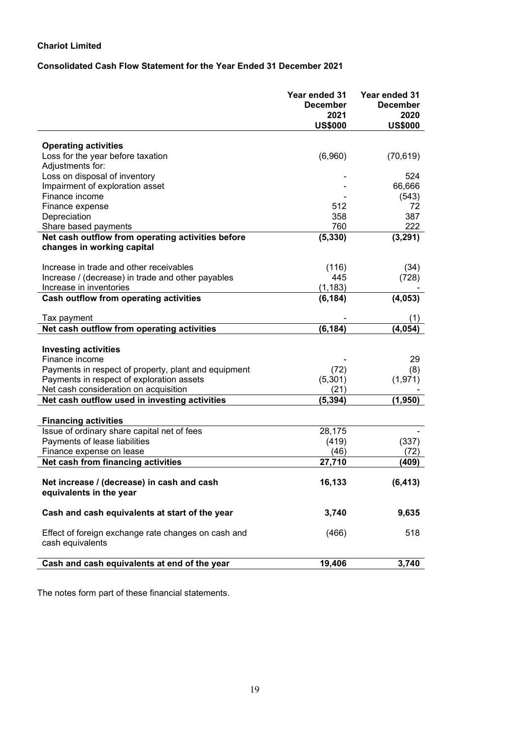**Chariot Limited**

**Consolidated Cash Flow Statement for the Year Ended 31 December 2021**

| | Year ended 31 December 2021 US$000 | Year ended 31 December 2020 US$000 |
|---|---|---|
| **Operating activities** | | |
| Loss for the year before taxation | (6,960) | (70,619) |
| Adjustments for: | | |
| Loss on disposal of inventory | - | 524 |
| Impairment of exploration asset | - | 66,666 |
| Finance income | - | (543) |
| Finance expense | 512 | 72 |
| Depreciation | 358 | 387 |
| Share based payments | 760 | 222 |
| **Net cash outflow from operating activities before changes in working capital** | **(5,330)** | **(3,291)** |
| Increase in trade and other receivables | (116) | (34) |
| Increase / (decrease) in trade and other payables | 445 | (728) |
| Increase in inventories | (1,183) | - |
| **Cash outflow from operating activities** | **(6,184)** | **(4,053)** |
| Tax payment | - | (1) |
| **Net cash outflow from operating activities** | **(6,184)** | **(4,054)** |
| **Investing activities** | | |
| Finance income | - | 29 |
| Payments in respect of property, plant and equipment | (72) | (8) |
| Payments in respect of exploration assets | (5,301) | (1,971) |
| Net cash consideration on acquisition | (21) | - |
| **Net cash outflow used in investing activities** | **(5,394)** | **(1,950)** |
| **Financing activities** | | |
| Issue of ordinary share capital net of fees | 28,175 | - |
| Payments of lease liabilities | (419) | (337) |
| Finance expense on lease | (46) | (72) |
| **Net cash from financing activities** | **27,710** | **(409)** |
| **Net increase / (decrease) in cash and cash equivalents in the year** | **16,133** | **(6,413)** |
| **Cash and cash equivalents at start of the year** | **3,740** | **9,635** |
| Effect of foreign exchange rate changes on cash and cash equivalents | (466) | 518 |
| **Cash and cash equivalents at end of the year** | **19,406** | **3,740** |

The notes form part of these financial statements.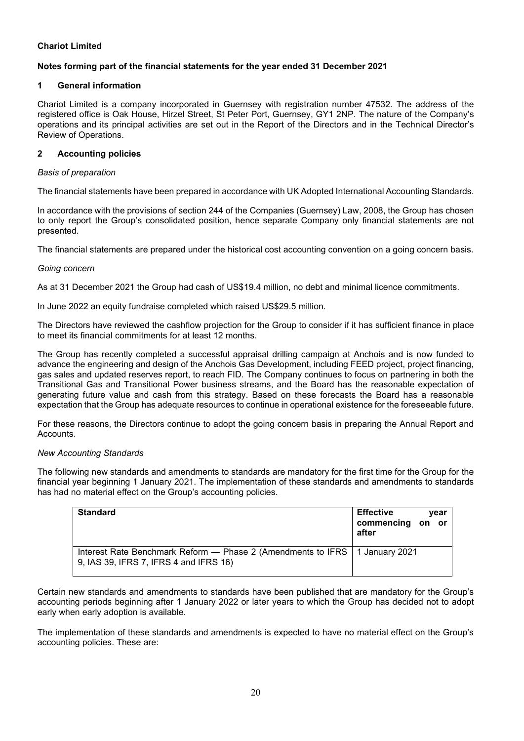**Chariot Limited**

**Notes forming part of the financial statements for the year ended 31 December 2021**

## 1 General information

Chariot Limited is a company incorporated in Guernsey with registration number 47532. The address of the registered office is Oak House, Hirzel Street, St Peter Port, Guernsey, GY1 2NP. The nature of the Company's operations and its principal activities are set out in the Report of the Directors and in the Technical Director's Review of Operations.

## 2 Accounting policies

*Basis of preparation*

The financial statements have been prepared in accordance with UK Adopted International Accounting Standards.

In accordance with the provisions of section 244 of the Companies (Guernsey) Law, 2008, the Group has chosen to only report the Group's consolidated position, hence separate Company only financial statements are not presented.

The financial statements are prepared under the historical cost accounting convention on a going concern basis.

*Going concern*

As at 31 December 2021 the Group had cash of US$19.4 million, no debt and minimal licence commitments.

In June 2022 an equity fundraise completed which raised US$29.5 million.

The Directors have reviewed the cashflow projection for the Group to consider if it has sufficient finance in place to meet its financial commitments for at least 12 months.

The Group has recently completed a successful appraisal drilling campaign at Anchois and is now funded to advance the engineering and design of the Anchois Gas Development, including FEED project, project financing, gas sales and updated reserves report, to reach FID. The Company continues to focus on partnering in both the Transitional Gas and Transitional Power business streams, and the Board has the reasonable expectation of generating future value and cash from this strategy. Based on these forecasts the Board has a reasonable expectation that the Group has adequate resources to continue in operational existence for the foreseeable future.

For these reasons, the Directors continue to adopt the going concern basis in preparing the Annual Report and Accounts.

*New Accounting Standards*

The following new standards and amendments to standards are mandatory for the first time for the Group for the financial year beginning 1 January 2021. The implementation of these standards and amendments to standards has had no material effect on the Group's accounting policies.

| Standard | Effective year commencing on or after |
|---|---|
| Interest Rate Benchmark Reform — Phase 2 (Amendments to IFRS 9, IAS 39, IFRS 7, IFRS 4 and IFRS 16) | 1 January 2021 |

Certain new standards and amendments to standards have been published that are mandatory for the Group's accounting periods beginning after 1 January 2022 or later years to which the Group has decided not to adopt early when early adoption is available.

The implementation of these standards and amendments is expected to have no material effect on the Group's accounting policies. These are: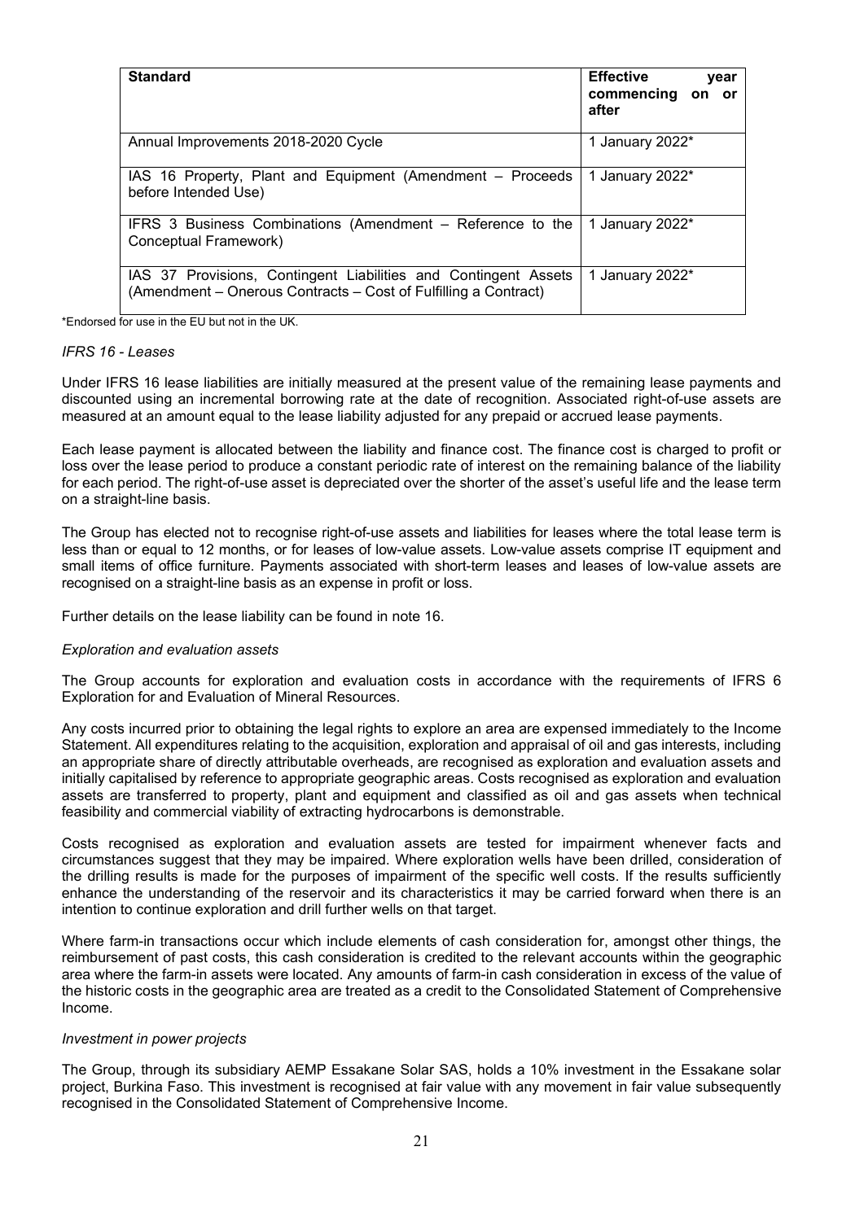| Standard | Effective year commencing on or after |
|---|---|
| Annual Improvements 2018-2020 Cycle | 1 January 2022* |
| IAS 16 Property, Plant and Equipment (Amendment – Proceeds before Intended Use) | 1 January 2022* |
| IFRS 3 Business Combinations (Amendment – Reference to the Conceptual Framework) | 1 January 2022* |
| IAS 37 Provisions, Contingent Liabilities and Contingent Assets (Amendment – Onerous Contracts – Cost of Fulfilling a Contract) | 1 January 2022* |

*Endorsed for use in the EU but not in the UK.

*IFRS 16 - Leases*

Under IFRS 16 lease liabilities are initially measured at the present value of the remaining lease payments and discounted using an incremental borrowing rate at the date of recognition. Associated right-of-use assets are measured at an amount equal to the lease liability adjusted for any prepaid or accrued lease payments.

Each lease payment is allocated between the liability and finance cost. The finance cost is charged to profit or loss over the lease period to produce a constant periodic rate of interest on the remaining balance of the liability for each period. The right-of-use asset is depreciated over the shorter of the asset's useful life and the lease term on a straight-line basis.

The Group has elected not to recognise right-of-use assets and liabilities for leases where the total lease term is less than or equal to 12 months, or for leases of low-value assets. Low-value assets comprise IT equipment and small items of office furniture. Payments associated with short-term leases and leases of low-value assets are recognised on a straight-line basis as an expense in profit or loss.

Further details on the lease liability can be found in note 16.

*Exploration and evaluation assets*

The Group accounts for exploration and evaluation costs in accordance with the requirements of IFRS 6 Exploration for and Evaluation of Mineral Resources.

Any costs incurred prior to obtaining the legal rights to explore an area are expensed immediately to the Income Statement. All expenditures relating to the acquisition, exploration and appraisal of oil and gas interests, including an appropriate share of directly attributable overheads, are recognised as exploration and evaluation assets and initially capitalised by reference to appropriate geographic areas. Costs recognised as exploration and evaluation assets are transferred to property, plant and equipment and classified as oil and gas assets when technical feasibility and commercial viability of extracting hydrocarbons is demonstrable.

Costs recognised as exploration and evaluation assets are tested for impairment whenever facts and circumstances suggest that they may be impaired. Where exploration wells have been drilled, consideration of the drilling results is made for the purposes of impairment of the specific well costs. If the results sufficiently enhance the understanding of the reservoir and its characteristics it may be carried forward when there is an intention to continue exploration and drill further wells on that target.

Where farm-in transactions occur which include elements of cash consideration for, amongst other things, the reimbursement of past costs, this cash consideration is credited to the relevant accounts within the geographic area where the farm-in assets were located. Any amounts of farm-in cash consideration in excess of the value of the historic costs in the geographic area are treated as a credit to the Consolidated Statement of Comprehensive Income.

*Investment in power projects*

The Group, through its subsidiary AEMP Essakane Solar SAS, holds a 10% investment in the Essakane solar project, Burkina Faso. This investment is recognised at fair value with any movement in fair value subsequently recognised in the Consolidated Statement of Comprehensive Income.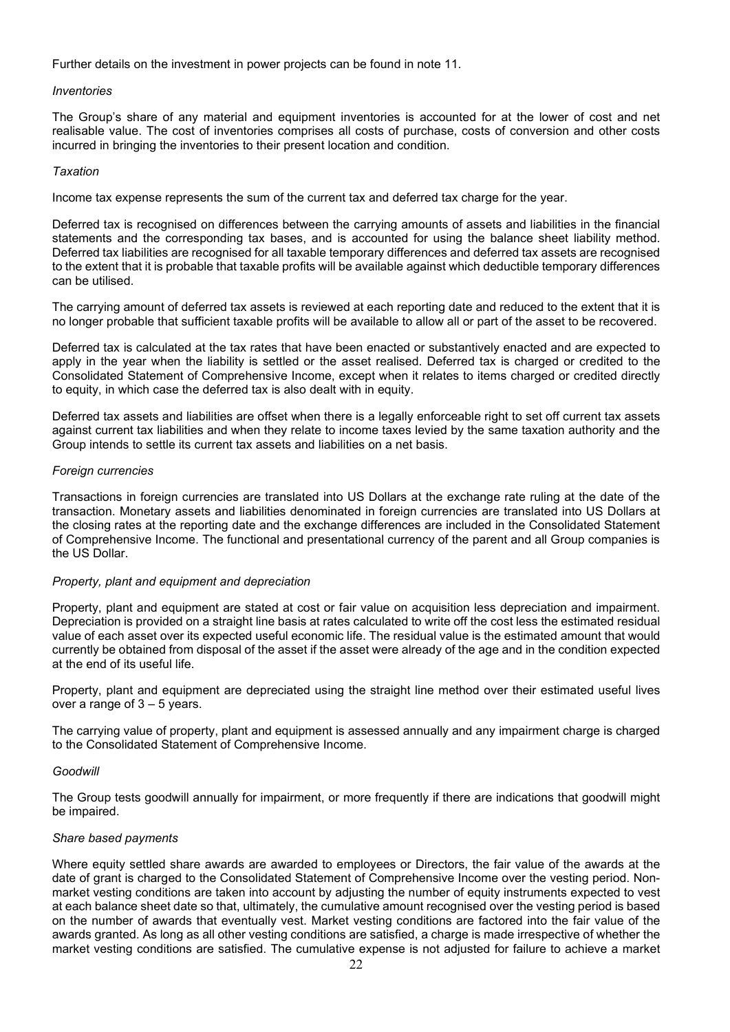Further details on the investment in power projects can be found in note 11.

*Inventories*

The Group's share of any material and equipment inventories is accounted for at the lower of cost and net realisable value. The cost of inventories comprises all costs of purchase, costs of conversion and other costs incurred in bringing the inventories to their present location and condition.

*Taxation*

Income tax expense represents the sum of the current tax and deferred tax charge for the year.

Deferred tax is recognised on differences between the carrying amounts of assets and liabilities in the financial statements and the corresponding tax bases, and is accounted for using the balance sheet liability method. Deferred tax liabilities are recognised for all taxable temporary differences and deferred tax assets are recognised to the extent that it is probable that taxable profits will be available against which deductible temporary differences can be utilised.

The carrying amount of deferred tax assets is reviewed at each reporting date and reduced to the extent that it is no longer probable that sufficient taxable profits will be available to allow all or part of the asset to be recovered.

Deferred tax is calculated at the tax rates that have been enacted or substantively enacted and are expected to apply in the year when the liability is settled or the asset realised. Deferred tax is charged or credited to the Consolidated Statement of Comprehensive Income, except when it relates to items charged or credited directly to equity, in which case the deferred tax is also dealt with in equity.

Deferred tax assets and liabilities are offset when there is a legally enforceable right to set off current tax assets against current tax liabilities and when they relate to income taxes levied by the same taxation authority and the Group intends to settle its current tax assets and liabilities on a net basis.

*Foreign currencies*

Transactions in foreign currencies are translated into US Dollars at the exchange rate ruling at the date of the transaction. Monetary assets and liabilities denominated in foreign currencies are translated into US Dollars at the closing rates at the reporting date and the exchange differences are included in the Consolidated Statement of Comprehensive Income. The functional and presentational currency of the parent and all Group companies is the US Dollar.

*Property, plant and equipment and depreciation*

Property, plant and equipment are stated at cost or fair value on acquisition less depreciation and impairment. Depreciation is provided on a straight line basis at rates calculated to write off the cost less the estimated residual value of each asset over its expected useful economic life. The residual value is the estimated amount that would currently be obtained from disposal of the asset if the asset were already of the age and in the condition expected at the end of its useful life.

Property, plant and equipment are depreciated using the straight line method over their estimated useful lives over a range of 3 – 5 years.

The carrying value of property, plant and equipment is assessed annually and any impairment charge is charged to the Consolidated Statement of Comprehensive Income.

*Goodwill*

The Group tests goodwill annually for impairment, or more frequently if there are indications that goodwill might be impaired.

*Share based payments*

Where equity settled share awards are awarded to employees or Directors, the fair value of the awards at the date of grant is charged to the Consolidated Statement of Comprehensive Income over the vesting period. Non-market vesting conditions are taken into account by adjusting the number of equity instruments expected to vest at each balance sheet date so that, ultimately, the cumulative amount recognised over the vesting period is based on the number of awards that eventually vest. Market vesting conditions are factored into the fair value of the awards granted. As long as all other vesting conditions are satisfied, a charge is made irrespective of whether the market vesting conditions are satisfied. The cumulative expense is not adjusted for failure to achieve a market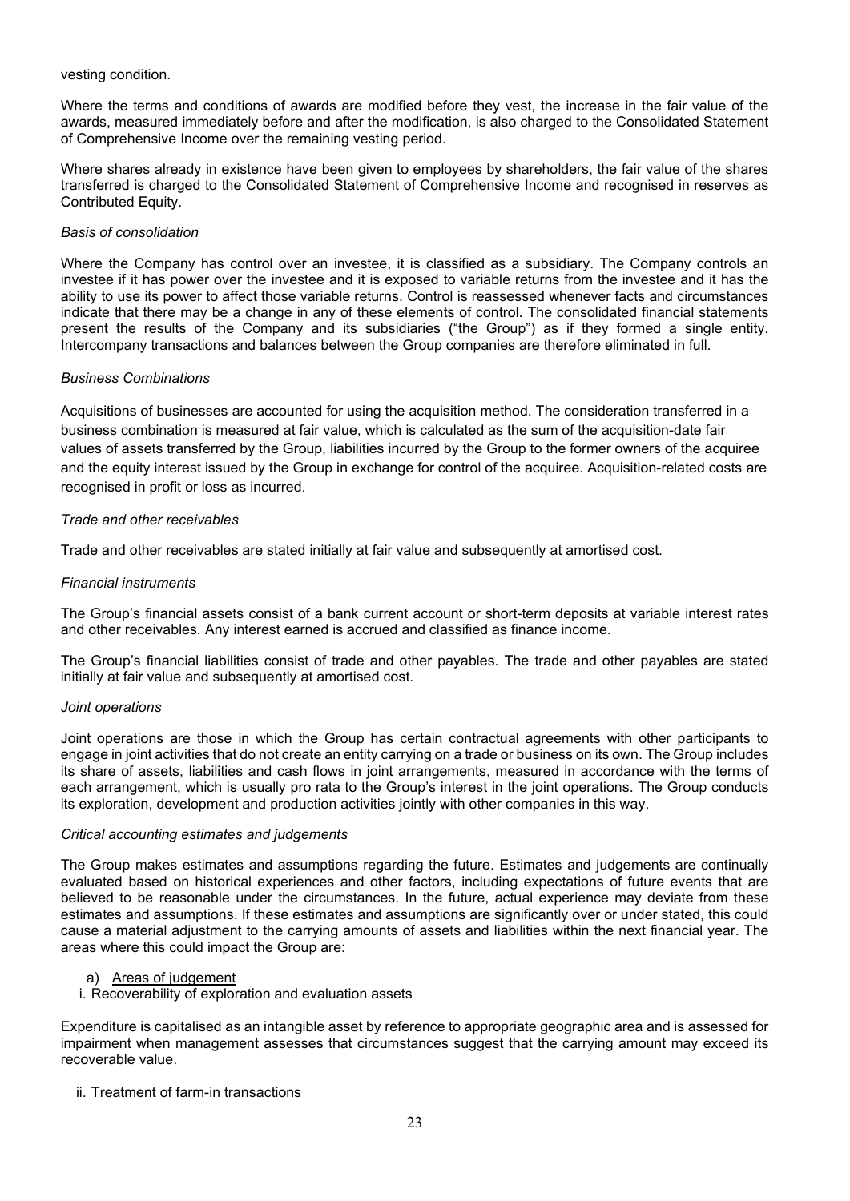vesting condition.

Where the terms and conditions of awards are modified before they vest, the increase in the fair value of the awards, measured immediately before and after the modification, is also charged to the Consolidated Statement of Comprehensive Income over the remaining vesting period.

Where shares already in existence have been given to employees by shareholders, the fair value of the shares transferred is charged to the Consolidated Statement of Comprehensive Income and recognised in reserves as Contributed Equity.

*Basis of consolidation*

Where the Company has control over an investee, it is classified as a subsidiary. The Company controls an investee if it has power over the investee and it is exposed to variable returns from the investee and it has the ability to use its power to affect those variable returns. Control is reassessed whenever facts and circumstances indicate that there may be a change in any of these elements of control. The consolidated financial statements present the results of the Company and its subsidiaries ("the Group") as if they formed a single entity. Intercompany transactions and balances between the Group companies are therefore eliminated in full.

*Business Combinations*

Acquisitions of businesses are accounted for using the acquisition method. The consideration transferred in a business combination is measured at fair value, which is calculated as the sum of the acquisition-date fair values of assets transferred by the Group, liabilities incurred by the Group to the former owners of the acquiree and the equity interest issued by the Group in exchange for control of the acquiree. Acquisition-related costs are recognised in profit or loss as incurred.

*Trade and other receivables*

Trade and other receivables are stated initially at fair value and subsequently at amortised cost.

*Financial instruments*

The Group's financial assets consist of a bank current account or short-term deposits at variable interest rates and other receivables. Any interest earned is accrued and classified as finance income.

The Group's financial liabilities consist of trade and other payables. The trade and other payables are stated initially at fair value and subsequently at amortised cost.

*Joint operations*

Joint operations are those in which the Group has certain contractual agreements with other participants to engage in joint activities that do not create an entity carrying on a trade or business on its own. The Group includes its share of assets, liabilities and cash flows in joint arrangements, measured in accordance with the terms of each arrangement, which is usually pro rata to the Group's interest in the joint operations. The Group conducts its exploration, development and production activities jointly with other companies in this way.

*Critical accounting estimates and judgements*

The Group makes estimates and assumptions regarding the future. Estimates and judgements are continually evaluated based on historical experiences and other factors, including expectations of future events that are believed to be reasonable under the circumstances. In the future, actual experience may deviate from these estimates and assumptions. If these estimates and assumptions are significantly over or under stated, this could cause a material adjustment to the carrying amounts of assets and liabilities within the next financial year. The areas where this could impact the Group are:

a) Areas of judgement

i. Recoverability of exploration and evaluation assets

Expenditure is capitalised as an intangible asset by reference to appropriate geographic area and is assessed for impairment when management assesses that circumstances suggest that the carrying amount may exceed its recoverable value.

ii. Treatment of farm-in transactions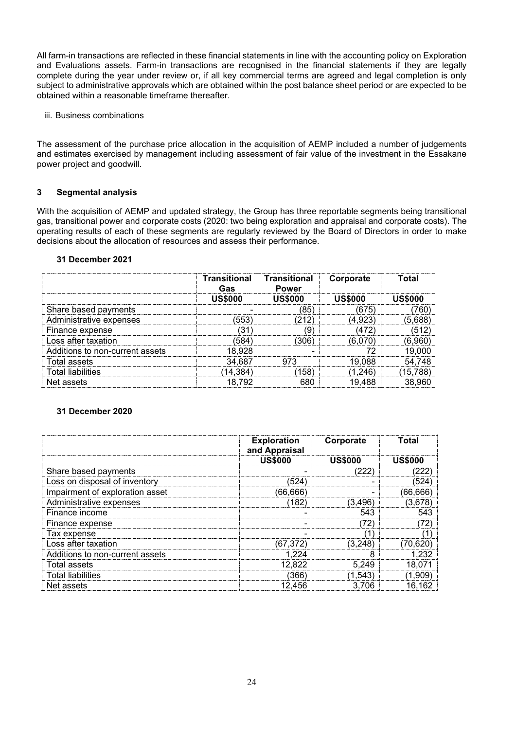All farm-in transactions are reflected in these financial statements in line with the accounting policy on Exploration and Evaluations assets. Farm-in transactions are recognised in the financial statements if they are legally complete during the year under review or, if all key commercial terms are agreed and legal completion is only subject to administrative approvals which are obtained within the post balance sheet period or are expected to be obtained within a reasonable timeframe thereafter.

iii. Business combinations

The assessment of the purchase price allocation in the acquisition of AEMP included a number of judgements and estimates exercised by management including assessment of fair value of the investment in the Essakane power project and goodwill.

## 3 Segmental analysis

With the acquisition of AEMP and updated strategy, the Group has three reportable segments being transitional gas, transitional power and corporate costs (2020: two being exploration and appraisal and corporate costs). The operating results of each of these segments are regularly reviewed by the Board of Directors in order to make decisions about the allocation of resources and assess their performance.

**31 December 2021**

| | Transitional Gas | Transitional Power | Corporate | Total |
|---|---|---|---|---|
| | US$000 | US$000 | US$000 | US$000 |
| Share based payments | - | (85) | (675) | (760) |
| Administrative expenses | (553) | (212) | (4,923) | (5,688) |
| Finance expense | (31) | (9) | (472) | (512) |
| Loss after taxation | (584) | (306) | (6,070) | (6,960) |
| Additions to non-current assets | 18,928 | - | 72 | 19,000 |
| Total assets | 34,687 | 973 | 19,088 | 54,748 |
| Total liabilities | (14,384) | (158) | (1,246) | (15,788) |
| Net assets | 18,792 | 680 | 19,488 | 38,960 |

**31 December 2020**

| | Exploration and Appraisal | Corporate | Total |
|---|---|---|---|
| | US$000 | US$000 | US$000 |
| Share based payments | - | (222) | (222) |
| Loss on disposal of inventory | (524) | - | (524) |
| Impairment of exploration asset | (66,666) | - | (66,666) |
| Administrative expenses | (182) | (3,496) | (3,678) |
| Finance income | - | 543 | 543 |
| Finance expense | - | (72) | (72) |
| Tax expense | - | (1) | (1) |
| Loss after taxation | (67,372) | (3,248) | (70,620) |
| Additions to non-current assets | 1,224 | 8 | 1,232 |
| Total assets | 12,822 | 5,249 | 18,071 |
| Total liabilities | (366) | (1,543) | (1,909) |
| Net assets | 12,456 | 3,706 | 16,162 |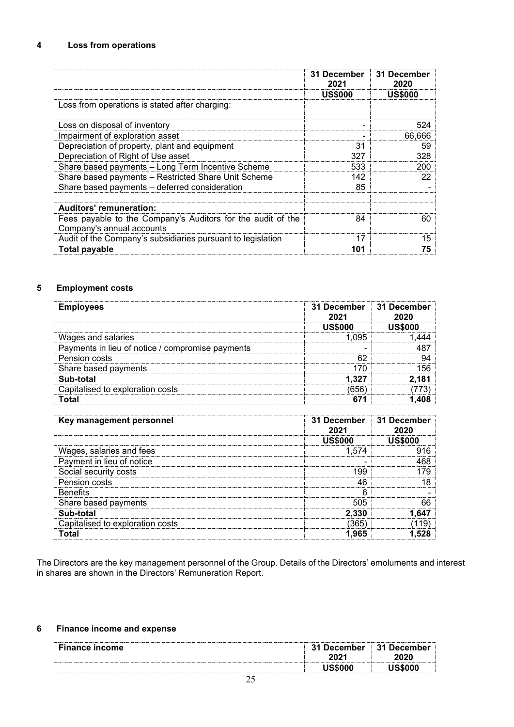## 4 Loss from operations

| | 31 December 2021 | 31 December 2020 |
|---|---|---|
| | **US$000** | **US$000** |
| Loss from operations is stated after charging: | | |
| Loss on disposal of inventory | - | 524 |
| Impairment of exploration asset | - | 66,666 |
| Depreciation of property, plant and equipment | 31 | 59 |
| Depreciation of Right of Use asset | 327 | 328 |
| Share based payments – Long Term Incentive Scheme | 533 | 200 |
| Share based payments – Restricted Share Unit Scheme | 142 | 22 |
| Share based payments – deferred consideration | 85 | - |
| | | |
| **Auditors' remuneration:** | | |
| Fees payable to the Company's Auditors for the audit of the Company's annual accounts | 84 | 60 |
| Audit of the Company's subsidiaries pursuant to legislation | 17 | 15 |
| **Total payable** | **101** | **75** |

## 5 Employment costs

| **Employees** | 31 December 2021 | 31 December 2020 |
|---|---|---|
| | **US$000** | **US$000** |
| Wages and salaries | 1,095 | 1,444 |
| Payments in lieu of notice / compromise payments | - | 487 |
| Pension costs | 62 | 94 |
| Share based payments | 170 | 156 |
| **Sub-total** | **1,327** | **2,181** |
| Capitalised to exploration costs | (656) | (773) |
| **Total** | **671** | **1,408** |

| **Key management personnel** | 31 December 2021 | 31 December 2020 |
|---|---|---|
| | **US$000** | **US$000** |
| Wages, salaries and fees | 1,574 | 916 |
| Payment in lieu of notice | - | 468 |
| Social security costs | 199 | 179 |
| Pension costs | 46 | 18 |
| Benefits | 6 | - |
| Share based payments | 505 | 66 |
| **Sub-total** | **2,330** | **1,647** |
| Capitalised to exploration costs | (365) | (119) |
| **Total** | **1,965** | **1,528** |

The Directors are the key management personnel of the Group. Details of the Directors' emoluments and interest in shares are shown in the Directors' Remuneration Report.

## 6 Finance income and expense

| **Finance income** | 31 December 2021 | 31 December 2020 |
|---|---|---|
| | **US$000** | **US$000** |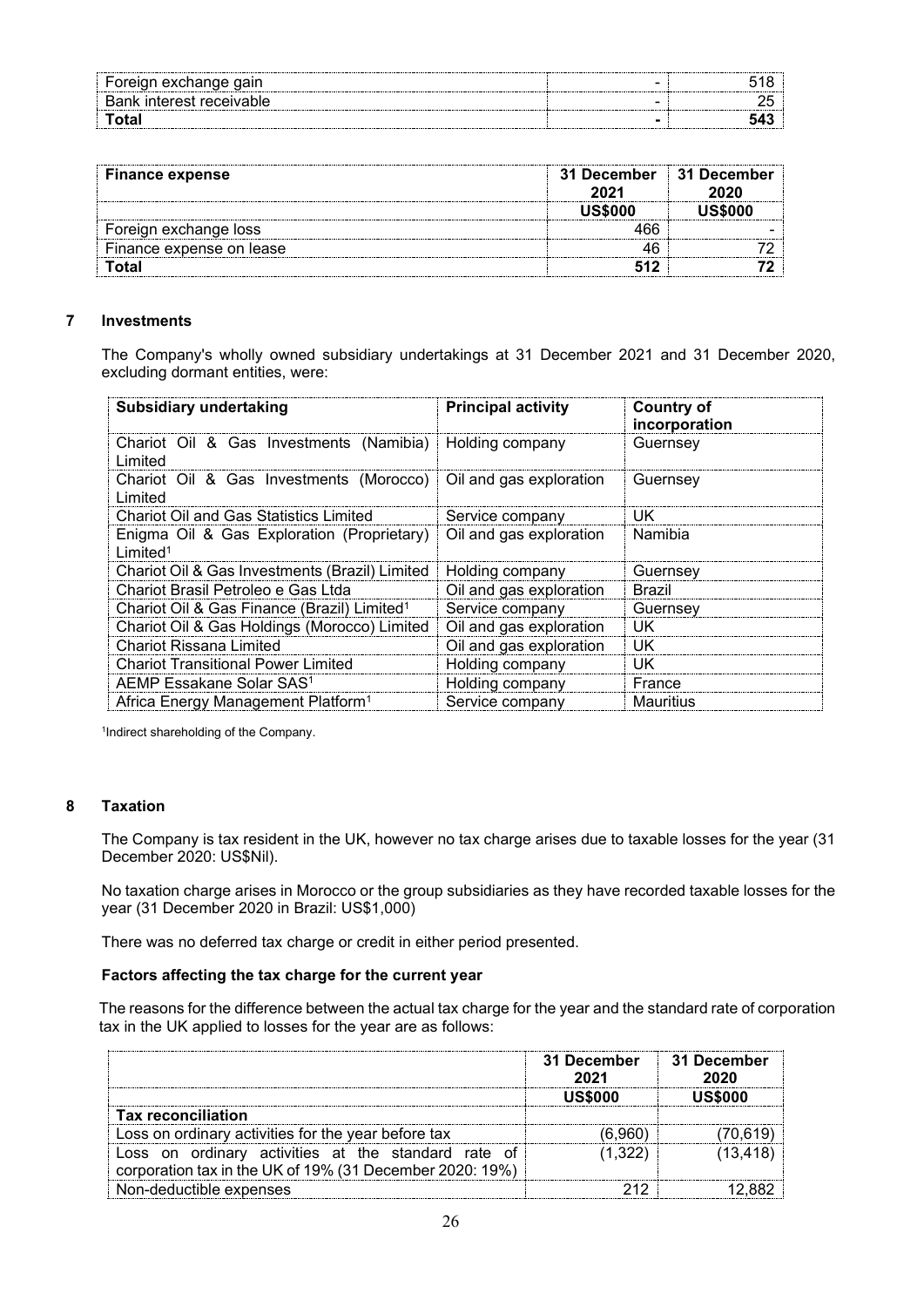| | | |
|---|---|---|
| Foreign exchange gain | - | 518 |
| Bank interest receivable | - | 25 |
| **Total** | **-** | **543** |

| **Finance expense** | **31 December 2021** | **31 December 2020** |
|---|---|---|
| | **US$000** | **US$000** |
| Foreign exchange loss | 466 | - |
| Finance expense on lease | 46 | 72 |
| **Total** | **512** | **72** |

## 7 Investments

The Company's wholly owned subsidiary undertakings at 31 December 2021 and 31 December 2020, excluding dormant entities, were:

| **Subsidiary undertaking** | **Principal activity** | **Country of incorporation** |
|---|---|---|
| Chariot Oil & Gas Investments (Namibia) Limited | Holding company | Guernsey |
| Chariot Oil & Gas Investments (Morocco) Limited | Oil and gas exploration | Guernsey |
| Chariot Oil and Gas Statistics Limited | Service company | UK |
| Enigma Oil & Gas Exploration (Proprietary) Limited[1] | Oil and gas exploration | Namibia |
| Chariot Oil & Gas Investments (Brazil) Limited | Holding company | Guernsey |
| Chariot Brasil Petroleo e Gas Ltda | Oil and gas exploration | Brazil |
| Chariot Oil & Gas Finance (Brazil) Limited[1] | Service company | Guernsey |
| Chariot Oil & Gas Holdings (Morocco) Limited | Oil and gas exploration | UK |
| Chariot Rissana Limited | Oil and gas exploration | UK |
| Chariot Transitional Power Limited | Holding company | UK |
| AEMP Essakane Solar SAS[1] | Holding company | France |
| Africa Energy Management Platform[1] | Service company | Mauritius |

[1]Indirect shareholding of the Company.

## 8 Taxation

The Company is tax resident in the UK, however no tax charge arises due to taxable losses for the year (31 December 2020: US$Nil).

No taxation charge arises in Morocco or the group subsidiaries as they have recorded taxable losses for the year (31 December 2020 in Brazil: US$1,000)

There was no deferred tax charge or credit in either period presented.

### Factors affecting the tax charge for the current year

The reasons for the difference between the actual tax charge for the year and the standard rate of corporation tax in the UK applied to losses for the year are as follows:

| | **31 December 2021** | **31 December 2020** |
|---|---|---|
| | **US$000** | **US$000** |
| **Tax reconciliation** | | |
| Loss on ordinary activities for the year before tax | (6,960) | (70,619) |
| Loss on ordinary activities at the standard rate of corporation tax in the UK of 19% (31 December 2020: 19%) | (1,322) | (13,418) |
| Non-deductible expenses | 212 | 12,882 |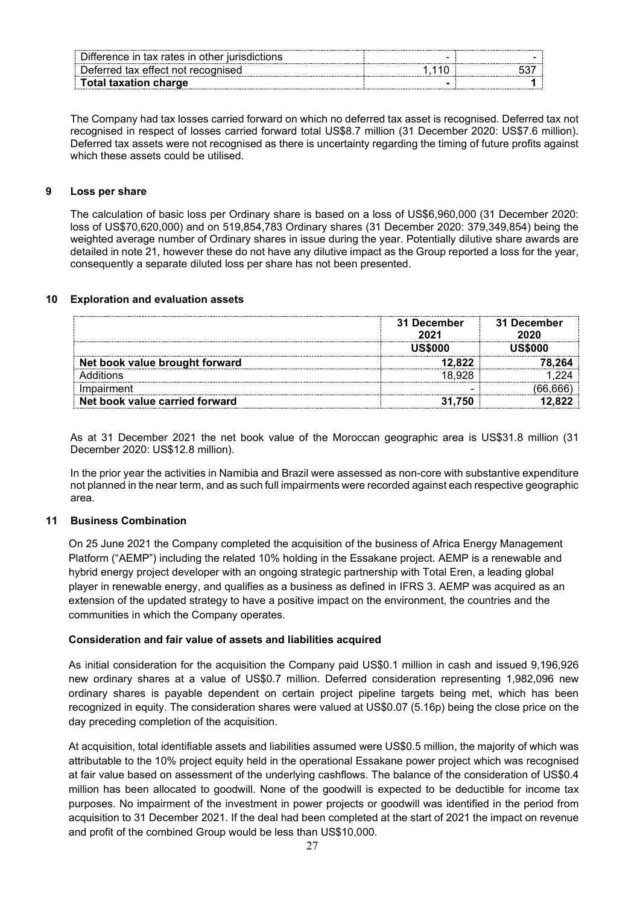| | | |
|---|---|---|
| Difference in tax rates in other jurisdictions | - | - |
| Deferred tax effect not recognised | 1,110 | 537 |
| **Total taxation charge** | **-** | **1** |

The Company had tax losses carried forward on which no deferred tax asset is recognised. Deferred tax not recognised in respect of losses carried forward total US$8.7 million (31 December 2020: US$7.6 million). Deferred tax assets were not recognised as there is uncertainty regarding the timing of future profits against which these assets could be utilised.

## 9 Loss per share

The calculation of basic loss per Ordinary share is based on a loss of US$6,960,000 (31 December 2020: loss of US$70,620,000) and on 519,854,783 Ordinary shares (31 December 2020: 379,349,854) being the weighted average number of Ordinary shares in issue during the year. Potentially dilutive share awards are detailed in note 21, however these do not have any dilutive impact as the Group reported a loss for the year, consequently a separate diluted loss per share has not been presented.

## 10 Exploration and evaluation assets

| | 31 December 2021 | 31 December 2020 |
|---|---|---|
| | **US$000** | **US$000** |
| **Net book value brought forward** | **12,822** | **78,264** |
| Additions | 18,928 | 1,224 |
| Impairment | - | (66,666) |
| **Net book value carried forward** | **31,750** | **12,822** |

As at 31 December 2021 the net book value of the Moroccan geographic area is US$31.8 million (31 December 2020: US$12.8 million).

In the prior year the activities in Namibia and Brazil were assessed as non-core with substantive expenditure not planned in the near term, and as such full impairments were recorded against each respective geographic area.

## 11 Business Combination

On 25 June 2021 the Company completed the acquisition of the business of Africa Energy Management Platform ("AEMP") including the related 10% holding in the Essakane project. AEMP is a renewable and hybrid energy project developer with an ongoing strategic partnership with Total Eren, a leading global player in renewable energy, and qualifies as a business as defined in IFRS 3. AEMP was acquired as an extension of the updated strategy to have a positive impact on the environment, the countries and the communities in which the Company operates.

### Consideration and fair value of assets and liabilities acquired

As initial consideration for the acquisition the Company paid US$0.1 million in cash and issued 9,196,926 new ordinary shares at a value of US$0.7 million. Deferred consideration representing 1,982,096 new ordinary shares is payable dependent on certain project pipeline targets being met, which has been recognized in equity. The consideration shares were valued at US$0.07 (5.16p) being the close price on the day preceding completion of the acquisition.

At acquisition, total identifiable assets and liabilities assumed were US$0.5 million, the majority of which was attributable to the 10% project equity held in the operational Essakane power project which was recognised at fair value based on assessment of the underlying cashflows. The balance of the consideration of US$0.4 million has been allocated to goodwill. None of the goodwill is expected to be deductible for income tax purposes. No impairment of the investment in power projects or goodwill was identified in the period from acquisition to 31 December 2021. If the deal had been completed at the start of 2021 the impact on revenue and profit of the combined Group would be less than US$10,000.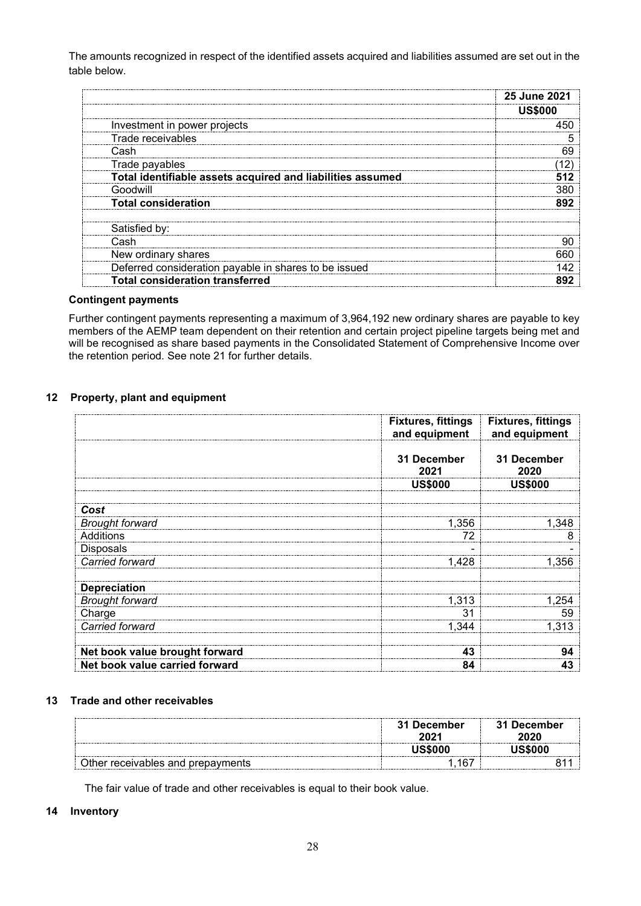The amounts recognized in respect of the identified assets acquired and liabilities assumed are set out in the table below.

| | 25 June 2021 |
|---|---|
| | US$000 |
| Investment in power projects | 450 |
| Trade receivables | 5 |
| Cash | 69 |
| Trade payables | (12) |
| **Total identifiable assets acquired and liabilities assumed** | **512** |
| Goodwill | 380 |
| **Total consideration** | **892** |
| | |
| Satisfied by: | |
| Cash | 90 |
| New ordinary shares | 660 |
| Deferred consideration payable in shares to be issued | 142 |
| **Total consideration transferred** | **892** |

**Contingent payments**

Further contingent payments representing a maximum of 3,964,192 new ordinary shares are payable to key members of the AEMP team dependent on their retention and certain project pipeline targets being met and will be recognised as share based payments in the Consolidated Statement of Comprehensive Income over the retention period. See note 21 for further details.

## 12 Property, plant and equipment

| | Fixtures, fittings and equipment | Fixtures, fittings and equipment |
|---|---|---|
| | 31 December 2021 | 31 December 2020 |
| | US$000 | US$000 |
| | | |
| ***Cost*** | | |
| *Brought forward* | 1,356 | 1,348 |
| Additions | 72 | 8 |
| Disposals | - | - |
| *Carried forward* | 1,428 | 1,356 |
| | | |
| **Depreciation** | | |
| *Brought forward* | 1,313 | 1,254 |
| Charge | 31 | 59 |
| *Carried forward* | 1,344 | 1,313 |
| | | |
| **Net book value brought forward** | **43** | **94** |
| **Net book value carried forward** | **84** | **43** |

## 13 Trade and other receivables

| | 31 December 2021 | 31 December 2020 |
|---|---|---|
| | US$000 | US$000 |
| Other receivables and prepayments | 1,167 | 811 |

The fair value of trade and other receivables is equal to their book value.

## 14 Inventory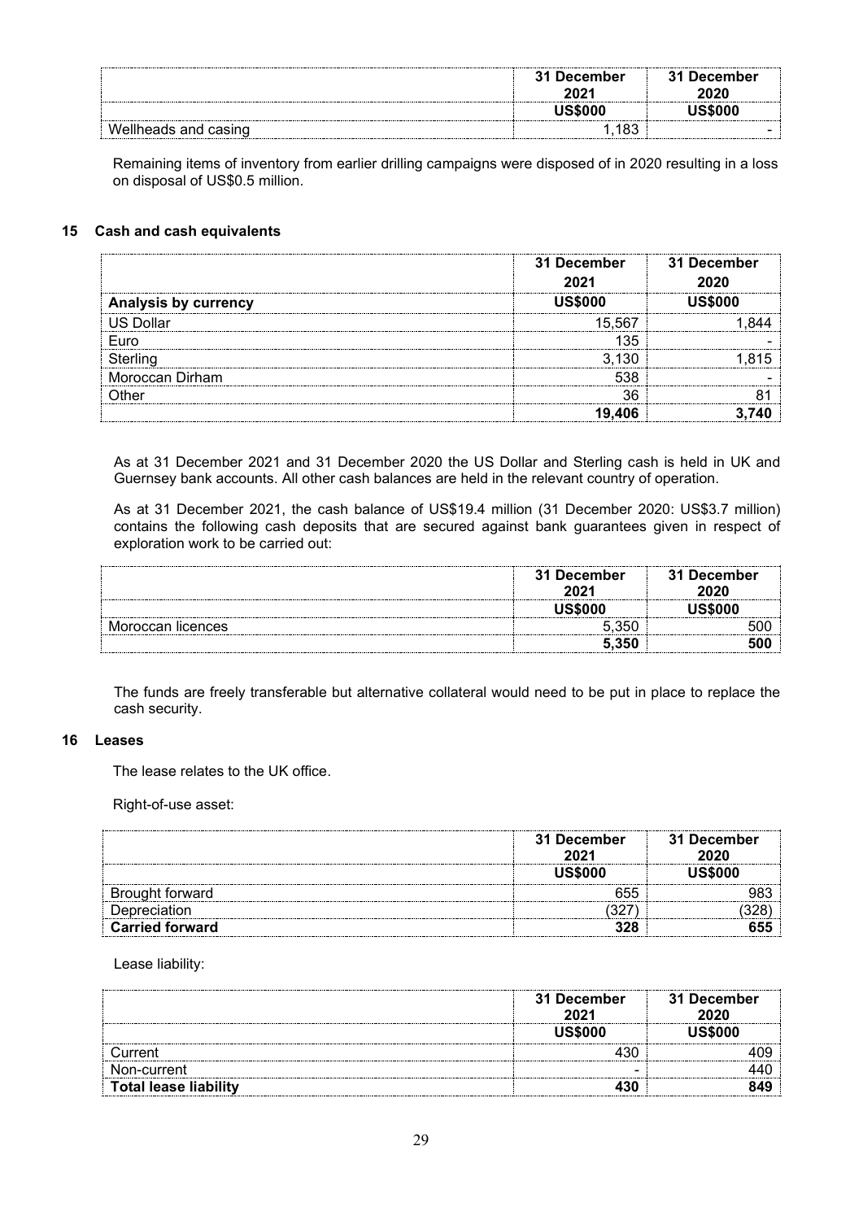| | 31 December 2021 | 31 December 2020 |
|---|---|---|
| | US$000 | US$000 |
| Wellheads and casing | 1,183 | - |

Remaining items of inventory from earlier drilling campaigns were disposed of in 2020 resulting in a loss on disposal of US$0.5 million.

## 15 Cash and cash equivalents

| | 31 December 2021 | 31 December 2020 |
|---|---|---|
| **Analysis by currency** | **US$000** | **US$000** |
| US Dollar | 15,567 | 1,844 |
| Euro | 135 | - |
| Sterling | 3,130 | 1,815 |
| Moroccan Dirham | 538 | - |
| Other | 36 | 81 |
| | **19,406** | **3,740** |

As at 31 December 2021 and 31 December 2020 the US Dollar and Sterling cash is held in UK and Guernsey bank accounts. All other cash balances are held in the relevant country of operation.

As at 31 December 2021, the cash balance of US$19.4 million (31 December 2020: US$3.7 million) contains the following cash deposits that are secured against bank guarantees given in respect of exploration work to be carried out:

| | 31 December 2021 | 31 December 2020 |
|---|---|---|
| | US$000 | US$000 |
| Moroccan licences | 5,350 | 500 |
| | **5,350** | **500** |

The funds are freely transferable but alternative collateral would need to be put in place to replace the cash security.

## 16 Leases

The lease relates to the UK office.

Right-of-use asset:

| | 31 December 2021 | 31 December 2020 |
|---|---|---|
| | US$000 | US$000 |
| Brought forward | 655 | 983 |
| Depreciation | (327) | (328) |
| **Carried forward** | **328** | **655** |

Lease liability:

| | 31 December 2021 | 31 December 2020 |
|---|---|---|
| | US$000 | US$000 |
| Current | 430 | 409 |
| Non-current | - | 440 |
| **Total lease liability** | **430** | **849** |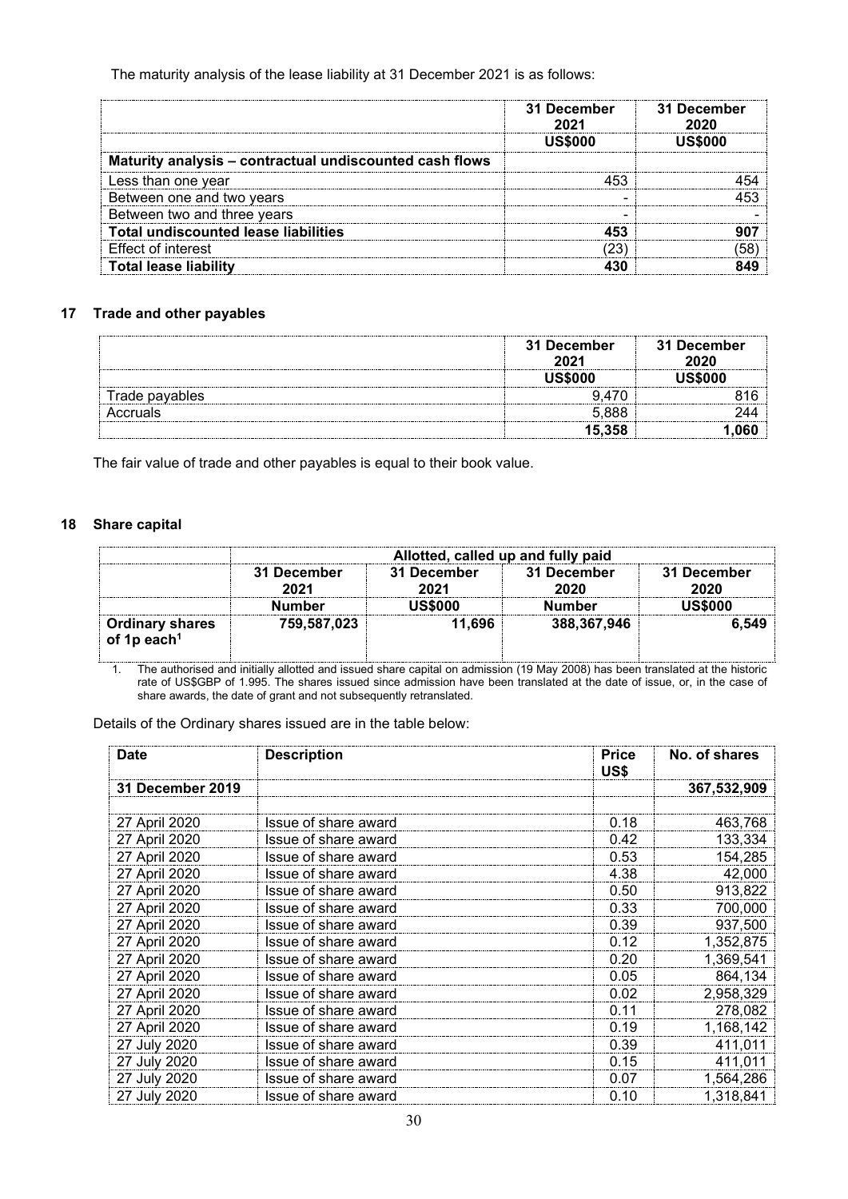The maturity analysis of the lease liability at 31 December 2021 is as follows:

| | 31 December 2021 | 31 December 2020 |
|---|---|---|
| | US$000 | US$000 |
| **Maturity analysis – contractual undiscounted cash flows** | | |
| Less than one year | 453 | 454 |
| Between one and two years | - | 453 |
| Between two and three years | - | - |
| **Total undiscounted lease liabilities** | **453** | **907** |
| Effect of interest | (23) | (58) |
| **Total lease liability** | **430** | **849** |

## 17 Trade and other payables

| | 31 December 2021 | 31 December 2020 |
|---|---|---|
| | US$000 | US$000 |
| Trade payables | 9,470 | 816 |
| Accruals | 5,888 | 244 |
| | **15,358** | **1,060** |

The fair value of trade and other payables is equal to their book value.

## 18 Share capital

| | Allotted, called up and fully paid | | | |
|---|---|---|---|---|
| | 31 December 2021 | 31 December 2021 | 31 December 2020 | 31 December 2020 |
| | Number | US$000 | Number | US$000 |
| **Ordinary shares of 1p each[1]** | **759,587,023** | **11,696** | **388,367,946** | **6,549** |

1. The authorised and initially allotted and issued share capital on admission (19 May 2008) has been translated at the historic rate of US$GBP of 1.995. The shares issued since admission have been translated at the date of issue, or, in the case of share awards, the date of grant and not subsequently retranslated.

Details of the Ordinary shares issued are in the table below:

| Date | Description | Price US$ | No. of shares |
|---|---|---|---|
| **31 December 2019** | | | **367,532,909** |
| | | | |
| 27 April 2020 | Issue of share award | 0.18 | 463,768 |
| 27 April 2020 | Issue of share award | 0.42 | 133,334 |
| 27 April 2020 | Issue of share award | 0.53 | 154,285 |
| 27 April 2020 | Issue of share award | 4.38 | 42,000 |
| 27 April 2020 | Issue of share award | 0.50 | 913,822 |
| 27 April 2020 | Issue of share award | 0.33 | 700,000 |
| 27 April 2020 | Issue of share award | 0.39 | 937,500 |
| 27 April 2020 | Issue of share award | 0.12 | 1,352,875 |
| 27 April 2020 | Issue of share award | 0.20 | 1,369,541 |
| 27 April 2020 | Issue of share award | 0.05 | 864,134 |
| 27 April 2020 | Issue of share award | 0.02 | 2,958,329 |
| 27 April 2020 | Issue of share award | 0.11 | 278,082 |
| 27 April 2020 | Issue of share award | 0.19 | 1,168,142 |
| 27 July 2020 | Issue of share award | 0.39 | 411,011 |
| 27 July 2020 | Issue of share award | 0.15 | 411,011 |
| 27 July 2020 | Issue of share award | 0.07 | 1,564,286 |
| 27 July 2020 | Issue of share award | 0.10 | 1,318,841 |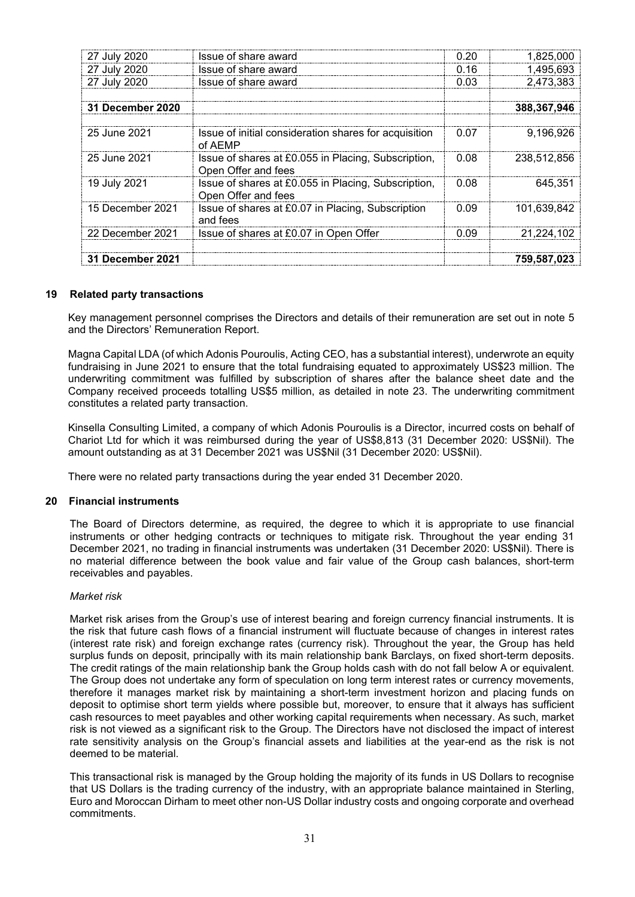| | | | |
|---|---|---|---|
| 27 July 2020 | Issue of share award | 0.20 | 1,825,000 |
| 27 July 2020 | Issue of share award | 0.16 | 1,495,693 |
| 27 July 2020 | Issue of share award | 0.03 | 2,473,383 |
| | | | |
| **31 December 2020** | | | **388,367,946** |
| | | | |
| 25 June 2021 | Issue of initial consideration shares for acquisition of AEMP | 0.07 | 9,196,926 |
| 25 June 2021 | Issue of shares at £0.055 in Placing, Subscription, Open Offer and fees | 0.08 | 238,512,856 |
| 19 July 2021 | Issue of shares at £0.055 in Placing, Subscription, Open Offer and fees | 0.08 | 645,351 |
| 15 December 2021 | Issue of shares at £0.07 in Placing, Subscription and fees | 0.09 | 101,639,842 |
| 22 December 2021 | Issue of shares at £0.07 in Open Offer | 0.09 | 21,224,102 |
| | | | |
| **31 December 2021** | | | **759,587,023** |

## 19 Related party transactions

Key management personnel comprises the Directors and details of their remuneration are set out in note 5 and the Directors' Remuneration Report.

Magna Capital LDA (of which Adonis Pouroulis, Acting CEO, has a substantial interest), underwrote an equity fundraising in June 2021 to ensure that the total fundraising equated to approximately US$23 million. The underwriting commitment was fulfilled by subscription of shares after the balance sheet date and the Company received proceeds totalling US$5 million, as detailed in note 23. The underwriting commitment constitutes a related party transaction.

Kinsella Consulting Limited, a company of which Adonis Pouroulis is a Director, incurred costs on behalf of Chariot Ltd for which it was reimbursed during the year of US$8,813 (31 December 2020: US$Nil). The amount outstanding as at 31 December 2021 was US$Nil (31 December 2020: US$Nil).

There were no related party transactions during the year ended 31 December 2020.

## 20 Financial instruments

The Board of Directors determine, as required, the degree to which it is appropriate to use financial instruments or other hedging contracts or techniques to mitigate risk. Throughout the year ending 31 December 2021, no trading in financial instruments was undertaken (31 December 2020: US$Nil). There is no material difference between the book value and fair value of the Group cash balances, short-term receivables and payables.

*Market risk*

Market risk arises from the Group's use of interest bearing and foreign currency financial instruments. It is the risk that future cash flows of a financial instrument will fluctuate because of changes in interest rates (interest rate risk) and foreign exchange rates (currency risk). Throughout the year, the Group has held surplus funds on deposit, principally with its main relationship bank Barclays, on fixed short-term deposits. The credit ratings of the main relationship bank the Group holds cash with do not fall below A or equivalent. The Group does not undertake any form of speculation on long term interest rates or currency movements, therefore it manages market risk by maintaining a short-term investment horizon and placing funds on deposit to optimise short term yields where possible but, moreover, to ensure that it always has sufficient cash resources to meet payables and other working capital requirements when necessary. As such, market risk is not viewed as a significant risk to the Group. The Directors have not disclosed the impact of interest rate sensitivity analysis on the Group's financial assets and liabilities at the year-end as the risk is not deemed to be material.

This transactional risk is managed by the Group holding the majority of its funds in US Dollars to recognise that US Dollars is the trading currency of the industry, with an appropriate balance maintained in Sterling, Euro and Moroccan Dirham to meet other non-US Dollar industry costs and ongoing corporate and overhead commitments.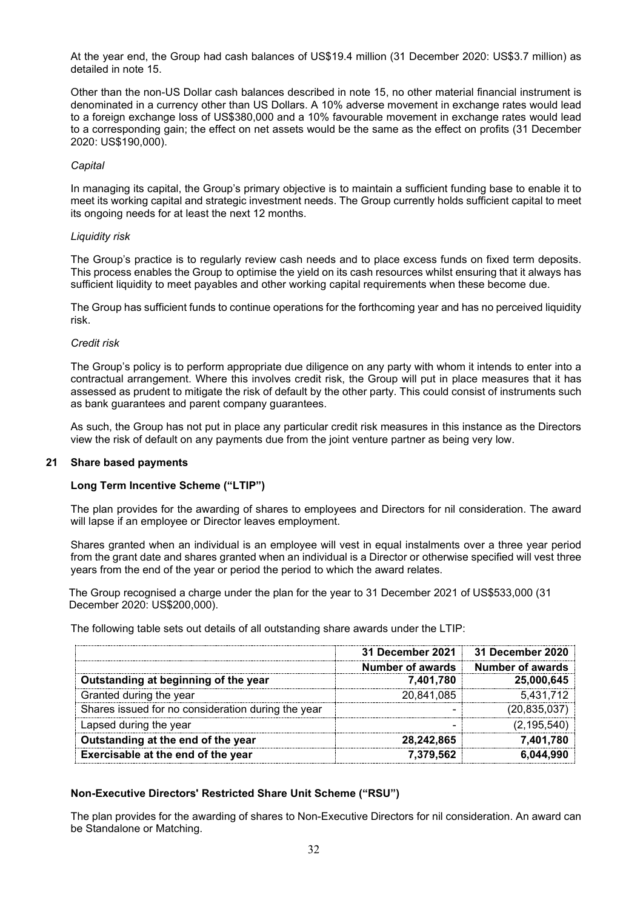At the year end, the Group had cash balances of US$19.4 million (31 December 2020: US$3.7 million) as detailed in note 15.

Other than the non-US Dollar cash balances described in note 15, no other material financial instrument is denominated in a currency other than US Dollars. A 10% adverse movement in exchange rates would lead to a foreign exchange loss of US$380,000 and a 10% favourable movement in exchange rates would lead to a corresponding gain; the effect on net assets would be the same as the effect on profits (31 December 2020: US$190,000).

*Capital*

In managing its capital, the Group's primary objective is to maintain a sufficient funding base to enable it to meet its working capital and strategic investment needs. The Group currently holds sufficient capital to meet its ongoing needs for at least the next 12 months.

*Liquidity risk*

The Group's practice is to regularly review cash needs and to place excess funds on fixed term deposits. This process enables the Group to optimise the yield on its cash resources whilst ensuring that it always has sufficient liquidity to meet payables and other working capital requirements when these become due.

The Group has sufficient funds to continue operations for the forthcoming year and has no perceived liquidity risk.

*Credit risk*

The Group's policy is to perform appropriate due diligence on any party with whom it intends to enter into a contractual arrangement. Where this involves credit risk, the Group will put in place measures that it has assessed as prudent to mitigate the risk of default by the other party. This could consist of instruments such as bank guarantees and parent company guarantees.

As such, the Group has not put in place any particular credit risk measures in this instance as the Directors view the risk of default on any payments due from the joint venture partner as being very low.

## 21 Share based payments

### Long Term Incentive Scheme ("LTIP")

The plan provides for the awarding of shares to employees and Directors for nil consideration. The award will lapse if an employee or Director leaves employment.

Shares granted when an individual is an employee will vest in equal instalments over a three year period from the grant date and shares granted when an individual is a Director or otherwise specified will vest three years from the end of the year or period the period to which the award relates.

The Group recognised a charge under the plan for the year to 31 December 2021 of US$533,000 (31 December 2020: US$200,000).

The following table sets out details of all outstanding share awards under the LTIP:

| | 31 December 2021 | 31 December 2020 |
|---|---|---|
| | **Number of awards** | **Number of awards** |
| **Outstanding at beginning of the year** | **7,401,780** | **25,000,645** |
| Granted during the year | 20,841,085 | 5,431,712 |
| Shares issued for no consideration during the year | - | (20,835,037) |
| Lapsed during the year | - | (2,195,540) |
| **Outstanding at the end of the year** | **28,242,865** | **7,401,780** |
| **Exercisable at the end of the year** | **7,379,562** | **6,044,990** |

### Non-Executive Directors' Restricted Share Unit Scheme ("RSU")

The plan provides for the awarding of shares to Non-Executive Directors for nil consideration. An award can be Standalone or Matching.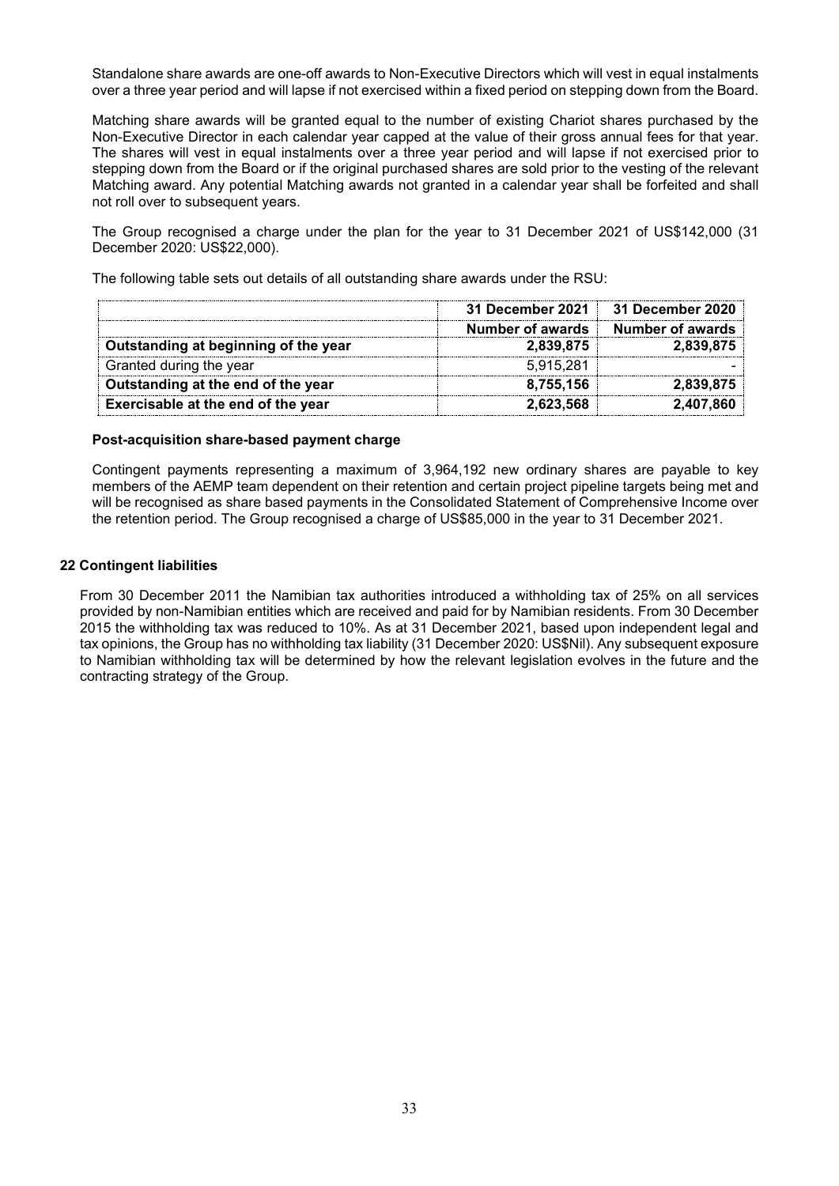Standalone share awards are one-off awards to Non-Executive Directors which will vest in equal instalments over a three year period and will lapse if not exercised within a fixed period on stepping down from the Board.

Matching share awards will be granted equal to the number of existing Chariot shares purchased by the Non-Executive Director in each calendar year capped at the value of their gross annual fees for that year. The shares will vest in equal instalments over a three year period and will lapse if not exercised prior to stepping down from the Board or if the original purchased shares are sold prior to the vesting of the relevant Matching award. Any potential Matching awards not granted in a calendar year shall be forfeited and shall not roll over to subsequent years.

The Group recognised a charge under the plan for the year to 31 December 2021 of US$142,000 (31 December 2020: US$22,000).

The following table sets out details of all outstanding share awards under the RSU:

| | 31 December 2021 | 31 December 2020 |
|---|---|---|
| | **Number of awards** | **Number of awards** |
| **Outstanding at beginning of the year** | **2,839,875** | **2,839,875** |
| Granted during the year | 5,915,281 | - |
| **Outstanding at the end of the year** | **8,755,156** | **2,839,875** |
| **Exercisable at the end of the year** | **2,623,568** | **2,407,860** |

**Post-acquisition share-based payment charge**

Contingent payments representing a maximum of 3,964,192 new ordinary shares are payable to key members of the AEMP team dependent on their retention and certain project pipeline targets being met and will be recognised as share based payments in the Consolidated Statement of Comprehensive Income over the retention period. The Group recognised a charge of US$85,000 in the year to 31 December 2021.

## 22 Contingent liabilities

From 30 December 2011 the Namibian tax authorities introduced a withholding tax of 25% on all services provided by non-Namibian entities which are received and paid for by Namibian residents. From 30 December 2015 the withholding tax was reduced to 10%. As at 31 December 2021, based upon independent legal and tax opinions, the Group has no withholding tax liability (31 December 2020: US$Nil). Any subsequent exposure to Namibian withholding tax will be determined by how the relevant legislation evolves in the future and the contracting strategy of the Group.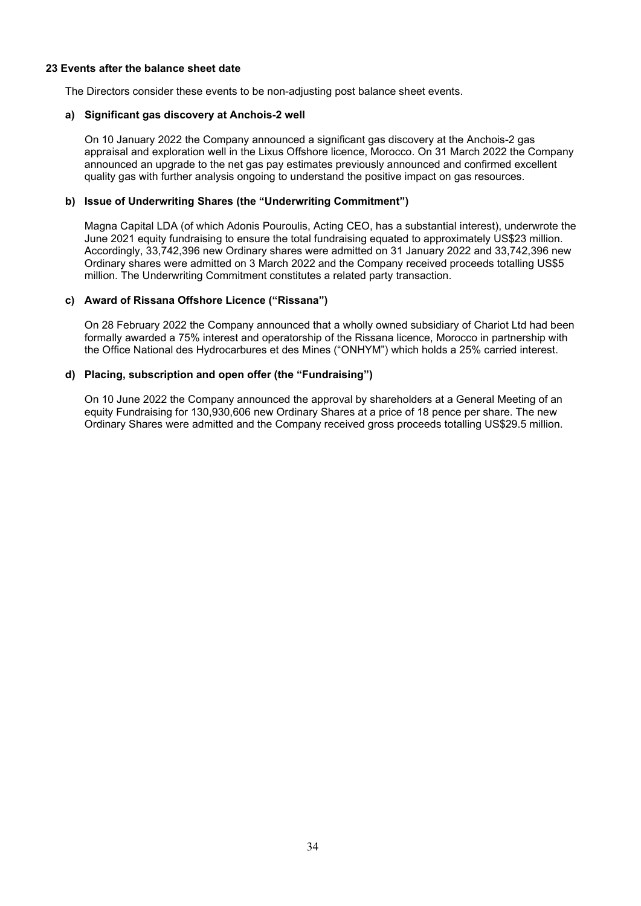## 23 Events after the balance sheet date

The Directors consider these events to be non-adjusting post balance sheet events.

### a) Significant gas discovery at Anchois-2 well

On 10 January 2022 the Company announced a significant gas discovery at the Anchois-2 gas appraisal and exploration well in the Lixus Offshore licence, Morocco. On 31 March 2022 the Company announced an upgrade to the net gas pay estimates previously announced and confirmed excellent quality gas with further analysis ongoing to understand the positive impact on gas resources.

### b) Issue of Underwriting Shares (the "Underwriting Commitment")

Magna Capital LDA (of which Adonis Pouroulis, Acting CEO, has a substantial interest), underwrote the June 2021 equity fundraising to ensure the total fundraising equated to approximately US$23 million. Accordingly, 33,742,396 new Ordinary shares were admitted on 31 January 2022 and 33,742,396 new Ordinary shares were admitted on 3 March 2022 and the Company received proceeds totalling US$5 million. The Underwriting Commitment constitutes a related party transaction.

### c) Award of Rissana Offshore Licence ("Rissana")

On 28 February 2022 the Company announced that a wholly owned subsidiary of Chariot Ltd had been formally awarded a 75% interest and operatorship of the Rissana licence, Morocco in partnership with the Office National des Hydrocarbures et des Mines ("ONHYM") which holds a 25% carried interest.

### d) Placing, subscription and open offer (the "Fundraising")

On 10 June 2022 the Company announced the approval by shareholders at a General Meeting of an equity Fundraising for 130,930,606 new Ordinary Shares at a price of 18 pence per share. The new Ordinary Shares were admitted and the Company received gross proceeds totalling US$29.5 million.